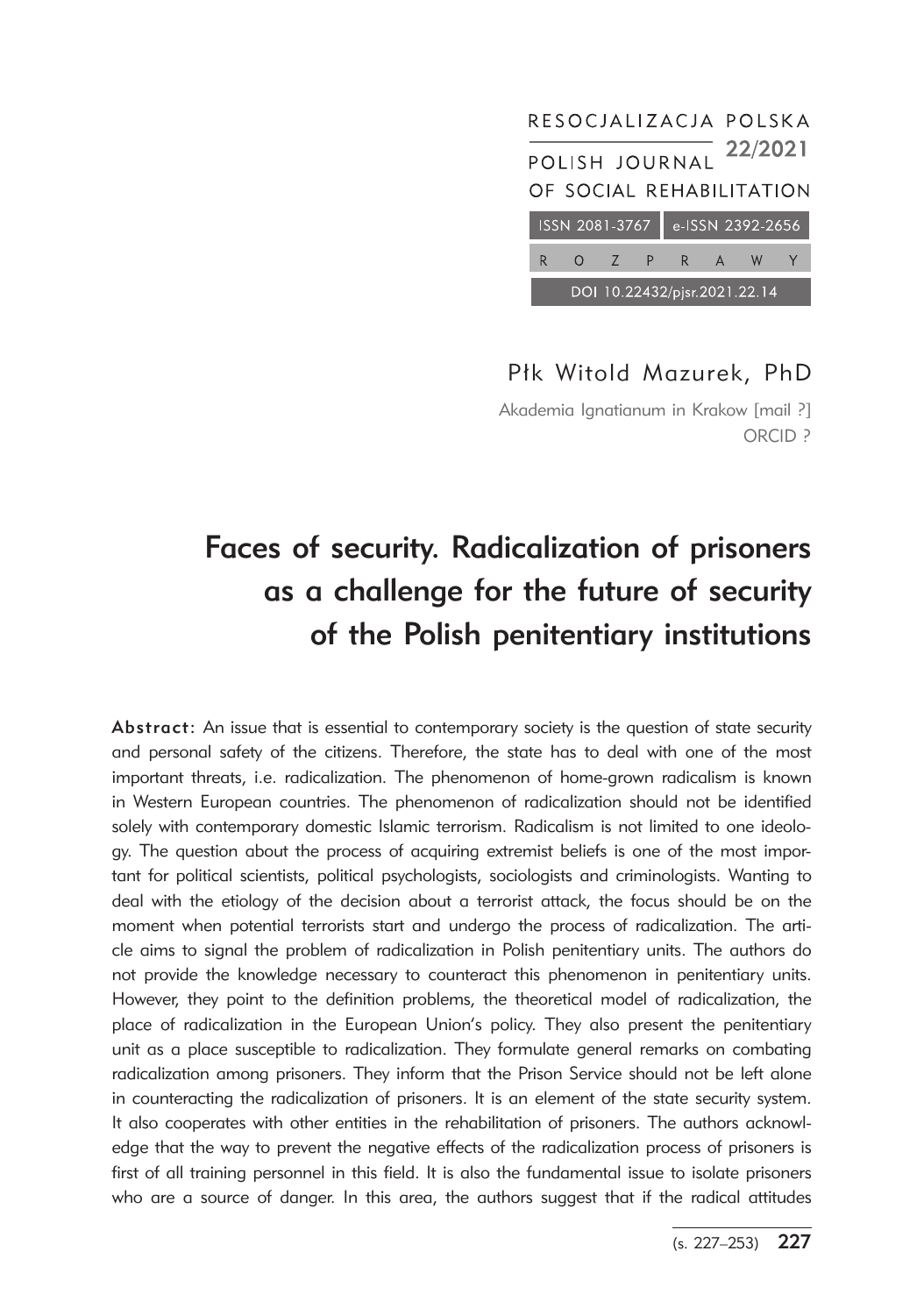RESOCJALIZACJA POLSKA

POLISH JOURNAL OF SOCIAL REHABILITATION

22/2021

ISSN 2081-3767 e-ISSN 2392-2656

R O Z P R A W Y

DOI 10.22432/pjsr.2021.22.14

Płk Witold Mazurek, PhD

Akademia Ignatianum in Krakow [mail ?]
ORCID ?

# Faces of security. Radicalization of prisoners as a challenge for the future of security of the Polish penitentiary institutions

**Abstract:** An issue that is essential to contemporary society is the question of state security and personal safety of the citizens. Therefore, the state has to deal with one of the most important threats, i.e. radicalization. The phenomenon of home-grown radicalism is known in Western European countries. The phenomenon of radicalization should not be identified solely with contemporary domestic Islamic terrorism. Radicalism is not limited to one ideology. The question about the process of acquiring extremist beliefs is one of the most important for political scientists, political psychologists, sociologists and criminologists. Wanting to deal with the etiology of the decision about a terrorist attack, the focus should be on the moment when potential terrorists start and undergo the process of radicalization. The article aims to signal the problem of radicalization in Polish penitentiary units. The authors do not provide the knowledge necessary to counteract this phenomenon in penitentiary units. However, they point to the definition problems, the theoretical model of radicalization, the place of radicalization in the European Union's policy. They also present the penitentiary unit as a place susceptible to radicalization. They formulate general remarks on combating radicalization among prisoners. They inform that the Prison Service should not be left alone in counteracting the radicalization of prisoners. It is an element of the state security system. It also cooperates with other entities in the rehabilitation of prisoners. The authors acknowledge that the way to prevent the negative effects of the radicalization process of prisoners is first of all training personnel in this field. It is also the fundamental issue to isolate prisoners who are a source of danger. In this area, the authors suggest that if the radical attitudes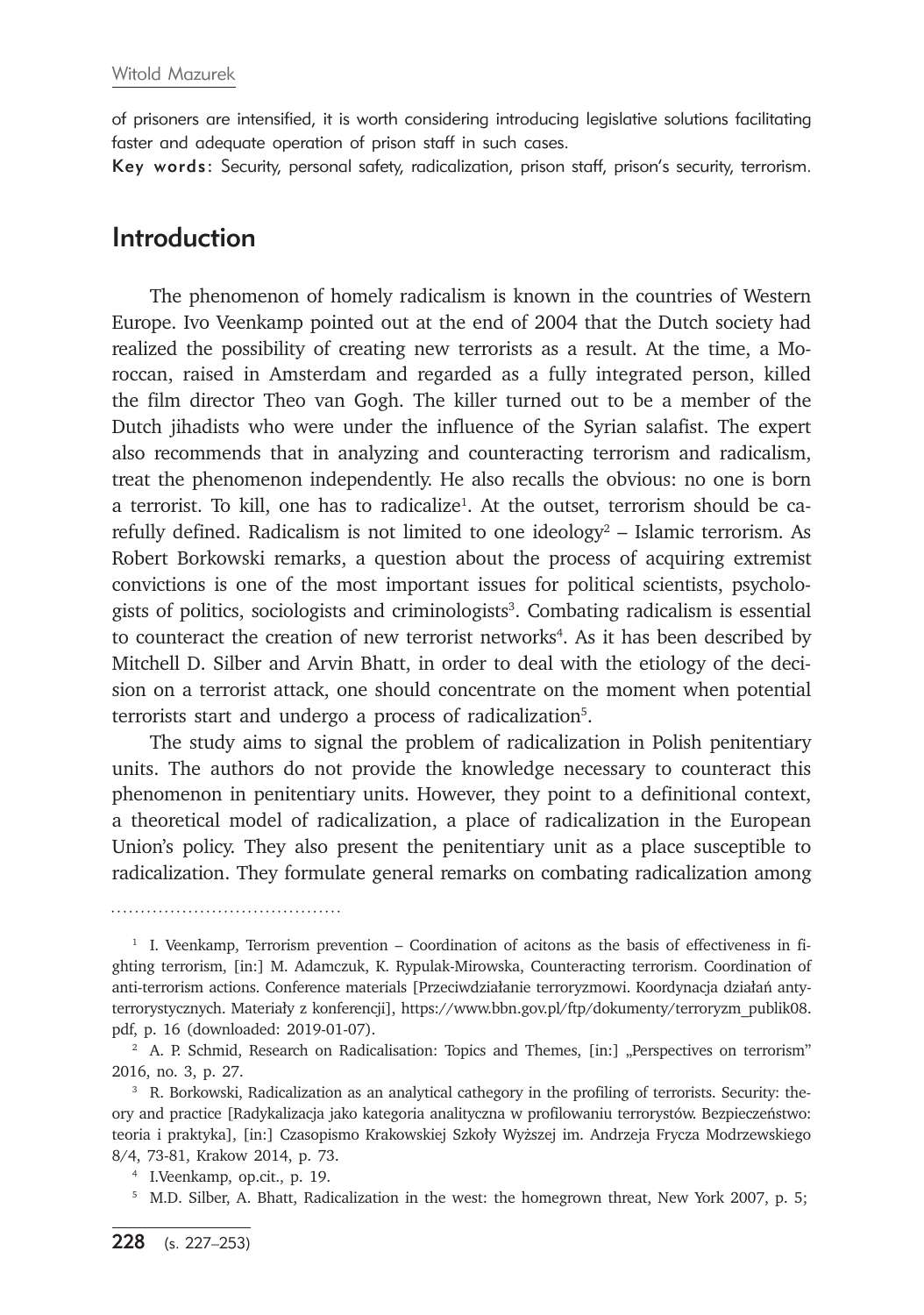of prisoners are intensified, it is worth considering introducing legislative solutions facilitating faster and adequate operation of prison staff in such cases.

**Key words:** Security, personal safety, radicalization, prison staff, prison's security, terrorism.

## Introduction

The phenomenon of homely radicalism is known in the countries of Western Europe. Ivo Veenkamp pointed out at the end of 2004 that the Dutch society had realized the possibility of creating new terrorists as a result. At the time, a Moroccan, raised in Amsterdam and regarded as a fully integrated person, killed the film director Theo van Gogh. The killer turned out to be a member of the Dutch jihadists who were under the influence of the Syrian salafist. The expert also recommends that in analyzing and counteracting terrorism and radicalism, treat the phenomenon independently. He also recalls the obvious: no one is born a terrorist. To kill, one has to radicalize[1]. At the outset, terrorism should be carefully defined. Radicalism is not limited to one ideology[2] – Islamic terrorism. As Robert Borkowski remarks, a question about the process of acquiring extremist convictions is one of the most important issues for political scientists, psychologists of politics, sociologists and criminologists[3]. Combating radicalism is essential to counteract the creation of new terrorist networks[4]. As it has been described by Mitchell D. Silber and Arvin Bhatt, in order to deal with the etiology of the decision on a terrorist attack, one should concentrate on the moment when potential terrorists start and undergo a process of radicalization[5].

The study aims to signal the problem of radicalization in Polish penitentiary units. The authors do not provide the knowledge necessary to counteract this phenomenon in penitentiary units. However, they point to a definitional context, a theoretical model of radicalization, a place of radicalization in the European Union's policy. They also present the penitentiary unit as a place susceptible to radicalization. They formulate general remarks on combating radicalization among

---

[1] I. Veenkamp, Terrorism prevention – Coordination of acitons as the basis of effectiveness in fighting terrorism, [in:] M. Adamczuk, K. Rypulak-Mirowska, Counteracting terrorism. Coordination of anti-terrorism actions. Conference materials [Przeciwdziałanie terroryzmowi. Koordynacja działań antyterrorystycznych. Materiały z konferencji], https://www.bbn.gov.pl/ftp/dokumenty/terroryzm_publik08.pdf, p. 16 (downloaded: 2019-01-07).

[2] A. P. Schmid, Research on Radicalisation: Topics and Themes, [in:] „Perspectives on terrorism" 2016, no. 3, p. 27.

[3] R. Borkowski, Radicalization as an analytical cathegory in the profiling of terrorists. Security: theory and practice [Radykalizacja jako kategoria analityczna w profilowaniu terrorystów. Bezpieczeństwo: teoria i praktyka], [in:] Czasopismo Krakowskiej Szkoły Wyższej im. Andrzeja Frycza Modrzewskiego 8/4, 73-81, Krakow 2014, p. 73.

[4] I.Veenkamp, op.cit., p. 19.

[5] M.D. Silber, A. Bhatt, Radicalization in the west: the homegrown threat, New York 2007, p. 5;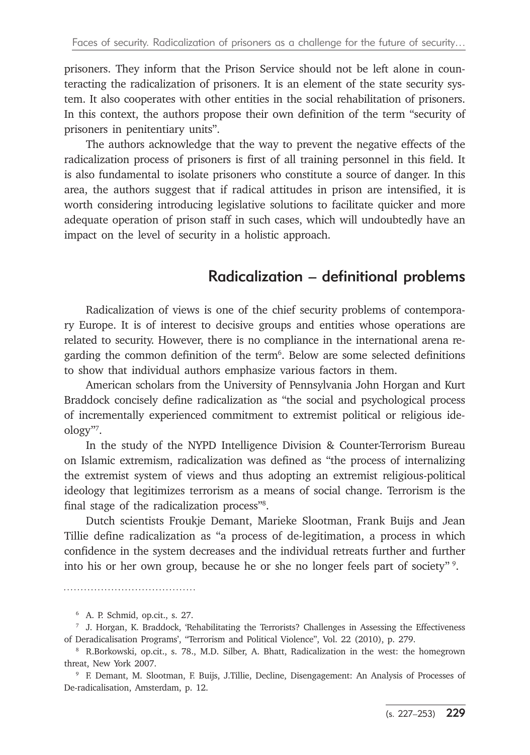prisoners. They inform that the Prison Service should not be left alone in counteracting the radicalization of prisoners. It is an element of the state security system. It also cooperates with other entities in the social rehabilitation of prisoners. In this context, the authors propose their own definition of the term "security of prisoners in penitentiary units".

The authors acknowledge that the way to prevent the negative effects of the radicalization process of prisoners is first of all training personnel in this field. It is also fundamental to isolate prisoners who constitute a source of danger. In this area, the authors suggest that if radical attitudes in prison are intensified, it is worth considering introducing legislative solutions to facilitate quicker and more adequate operation of prison staff in such cases, which will undoubtedly have an impact on the level of security in a holistic approach.

## Radicalization – definitional problems

Radicalization of views is one of the chief security problems of contemporary Europe. It is of interest to decisive groups and entities whose operations are related to security. However, there is no compliance in the international arena regarding the common definition of the term[6]. Below are some selected definitions to show that individual authors emphasize various factors in them.

American scholars from the University of Pennsylvania John Horgan and Kurt Braddock concisely define radicalization as "the social and psychological process of incrementally experienced commitment to extremist political or religious ideology"[7].

In the study of the NYPD Intelligence Division & Counter-Terrorism Bureau on Islamic extremism, radicalization was defined as "the process of internalizing the extremist system of views and thus adopting an extremist religious-political ideology that legitimizes terrorism as a means of social change. Terrorism is the final stage of the radicalization process"[8].

Dutch scientists Froukje Demant, Marieke Slootman, Frank Buijs and Jean Tillie define radicalization as "a process of de-legitimation, a process in which confidence in the system decreases and the individual retreats further and further into his or her own group, because he or she no longer feels part of society" [9].

---

[6] A. P. Schmid, op.cit., s. 27.

[7] J. Horgan, K. Braddock, 'Rehabilitating the Terrorists? Challenges in Assessing the Effectiveness of Deradicalisation Programs', "Terrorism and Political Violence", Vol. 22 (2010), p. 279.

[8] R.Borkowski, op.cit., s. 78., M.D. Silber, A. Bhatt, Radicalization in the west: the homegrown threat, New York 2007.

[9] F. Demant, M. Slootman, F. Buijs, J.Tillie, Decline, Disengagement: An Analysis of Processes of De-radicalisation, Amsterdam, p. 12.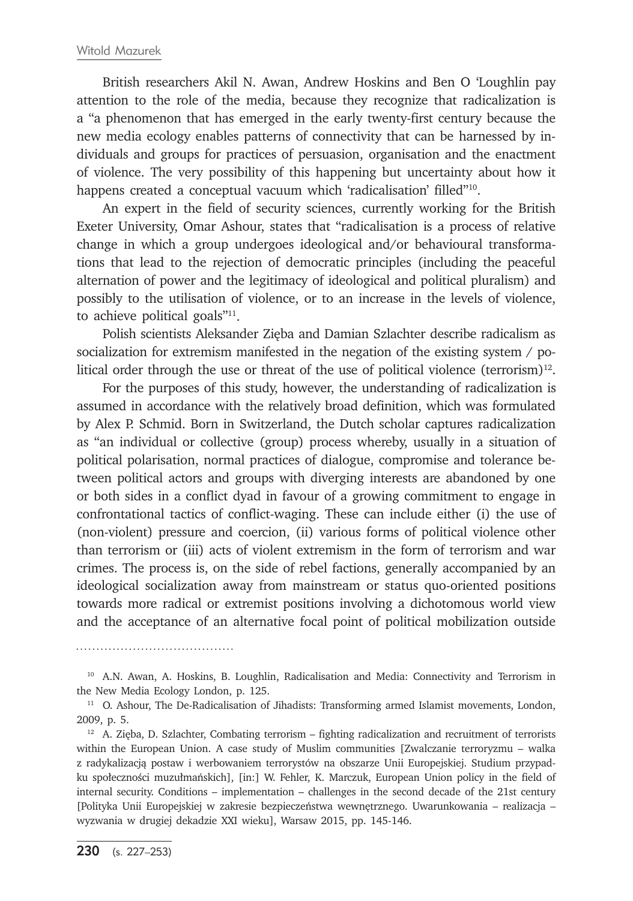British researchers Akil N. Awan, Andrew Hoskins and Ben O 'Loughlin pay attention to the role of the media, because they recognize that radicalization is a "a phenomenon that has emerged in the early twenty-first century because the new media ecology enables patterns of connectivity that can be harnessed by individuals and groups for practices of persuasion, organisation and the enactment of violence. The very possibility of this happening but uncertainty about how it happens created a conceptual vacuum which 'radicalisation' filled"[10].

An expert in the field of security sciences, currently working for the British Exeter University, Omar Ashour, states that "radicalisation is a process of relative change in which a group undergoes ideological and/or behavioural transformations that lead to the rejection of democratic principles (including the peaceful alternation of power and the legitimacy of ideological and political pluralism) and possibly to the utilisation of violence, or to an increase in the levels of violence, to achieve political goals"[11].

Polish scientists Aleksander Zięba and Damian Szlachter describe radicalism as socialization for extremism manifested in the negation of the existing system / political order through the use or threat of the use of political violence (terrorism)[12].

For the purposes of this study, however, the understanding of radicalization is assumed in accordance with the relatively broad definition, which was formulated by Alex P. Schmid. Born in Switzerland, the Dutch scholar captures radicalization as "an individual or collective (group) process whereby, usually in a situation of political polarisation, normal practices of dialogue, compromise and tolerance between political actors and groups with diverging interests are abandoned by one or both sides in a conflict dyad in favour of a growing commitment to engage in confrontational tactics of conflict-waging. These can include either (i) the use of (non-violent) pressure and coercion, (ii) various forms of political violence other than terrorism or (iii) acts of violent extremism in the form of terrorism and war crimes. The process is, on the side of rebel factions, generally accompanied by an ideological socialization away from mainstream or status quo-oriented positions towards more radical or extremist positions involving a dichotomous world view and the acceptance of an alternative focal point of political mobilization outside

---

[10] A.N. Awan, A. Hoskins, B. Loughlin, Radicalisation and Media: Connectivity and Terrorism in the New Media Ecology London, p. 125.

[11] O. Ashour, The De-Radicalisation of Jihadists: Transforming armed Islamist movements, London, 2009, p. 5.

[12] A. Zięba, D. Szlachter, Combating terrorism – fighting radicalization and recruitment of terrorists within the European Union. A case study of Muslim communities [Zwalczanie terroryzmu – walka z radykalizacją postaw i werbowaniem terrorystów na obszarze Unii Europejskiej. Studium przypadku społeczności muzułmańskich], [in:] W. Fehler, K. Marczuk, European Union policy in the field of internal security. Conditions – implementation – challenges in the second decade of the 21st century [Polityka Unii Europejskiej w zakresie bezpieczeństwa wewnętrznego. Uwarunkowania – realizacja – wyzwania w drugiej dekadzie XXI wieku], Warsaw 2015, pp. 145-146.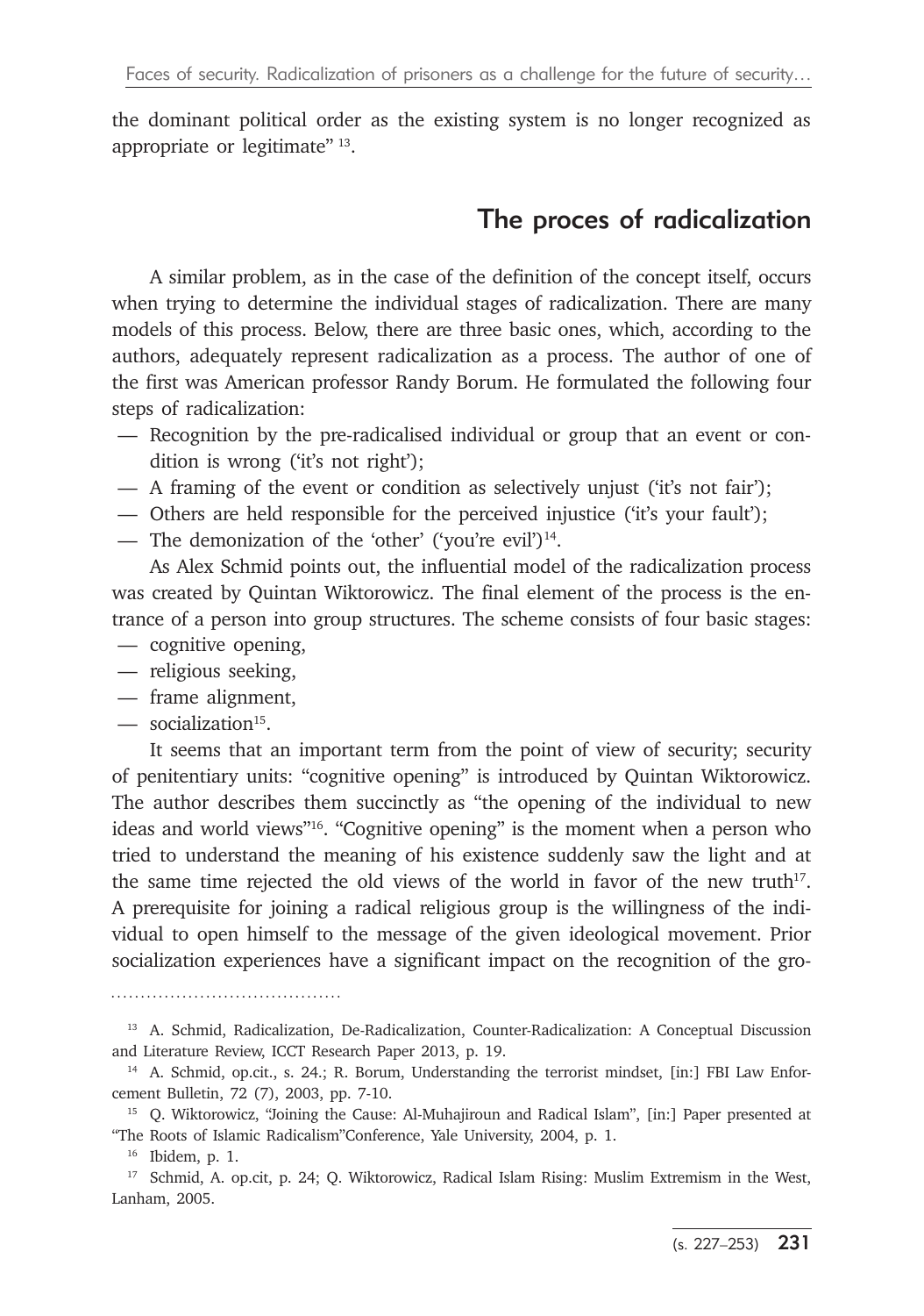the dominant political order as the existing system is no longer recognized as appropriate or legitimate" [13].

## The proces of radicalization

A similar problem, as in the case of the definition of the concept itself, occurs when trying to determine the individual stages of radicalization. There are many models of this process. Below, there are three basic ones, which, according to the authors, adequately represent radicalization as a process. The author of one of the first was American professor Randy Borum. He formulated the following four steps of radicalization:

- Recognition by the pre-radicalised individual or group that an event or condition is wrong ('it's not right');
- A framing of the event or condition as selectively unjust ('it's not fair');
- Others are held responsible for the perceived injustice ('it's your fault');
- The demonization of the 'other' ('you're evil')[14].

As Alex Schmid points out, the influential model of the radicalization process was created by Quintan Wiktorowicz. The final element of the process is the entrance of a person into group structures. The scheme consists of four basic stages:

- cognitive opening,
- religious seeking,
- frame alignment,
- socialization[15].

It seems that an important term from the point of view of security; security of penitentiary units: "cognitive opening" is introduced by Quintan Wiktorowicz. The author describes them succinctly as "the opening of the individual to new ideas and world views"[16]. "Cognitive opening" is the moment when a person who tried to understand the meaning of his existence suddenly saw the light and at the same time rejected the old views of the world in favor of the new truth[17]. A prerequisite for joining a radical religious group is the willingness of the individual to open himself to the message of the given ideological movement. Prior socialization experiences have a significant impact on the recognition of the gro-

---

[13] A. Schmid, Radicalization, De-Radicalization, Counter-Radicalization: A Conceptual Discussion and Literature Review, ICCT Research Paper 2013, p. 19.

[14] A. Schmid, op.cit., s. 24.; R. Borum, Understanding the terrorist mindset, [in:] FBI Law Enforcement Bulletin, 72 (7), 2003, pp. 7-10.

[15] Q. Wiktorowicz, "Joining the Cause: Al-Muhajiroun and Radical Islam", [in:] Paper presented at "The Roots of Islamic Radicalism"Conference, Yale University, 2004, p. 1.

[16] Ibidem, p. 1.

[17] Schmid, A. op.cit, p. 24; Q. Wiktorowicz, Radical Islam Rising: Muslim Extremism in the West, Lanham, 2005.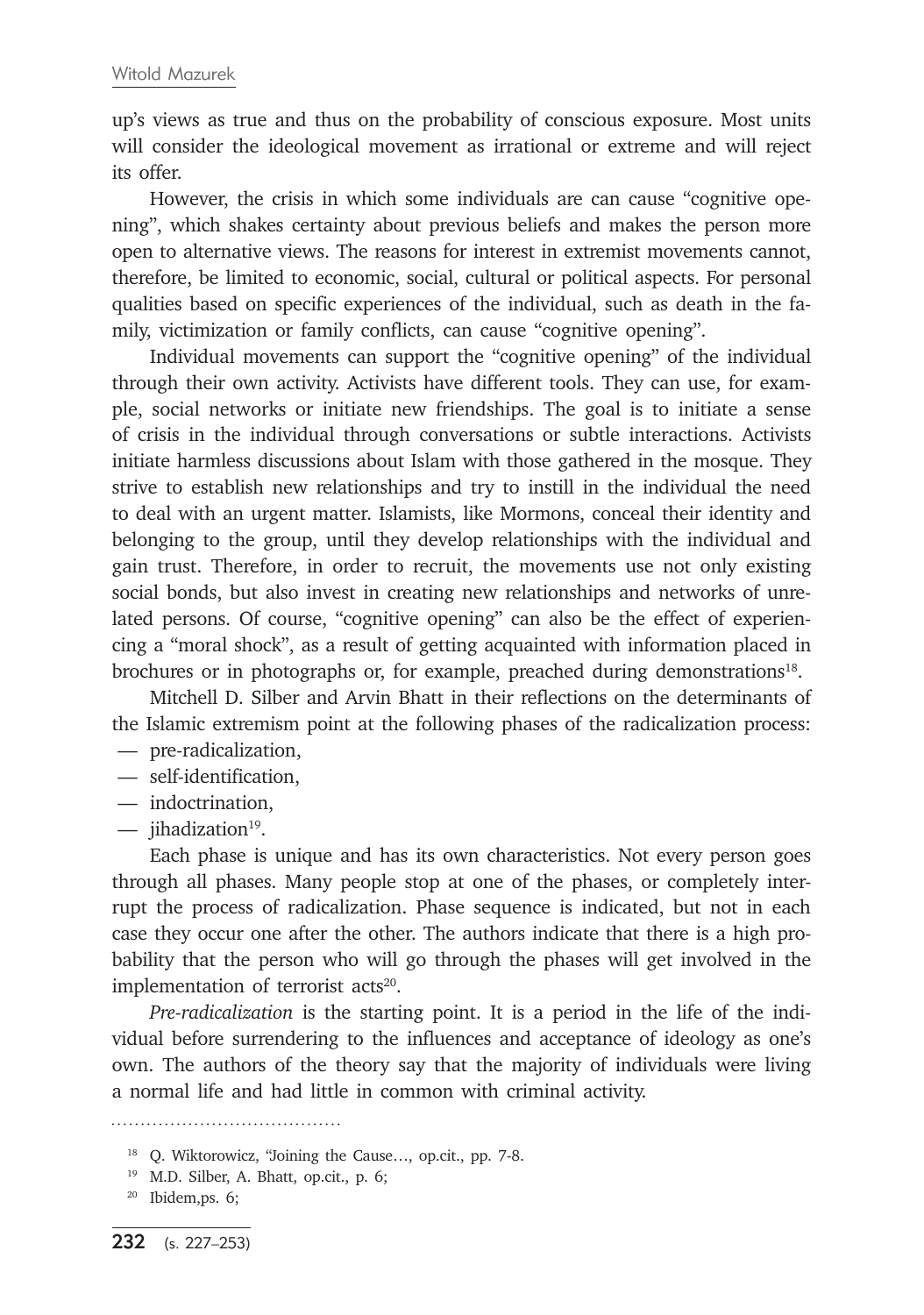up's views as true and thus on the probability of conscious exposure. Most units will consider the ideological movement as irrational or extreme and will reject its offer.

However, the crisis in which some individuals are can cause "cognitive opening", which shakes certainty about previous beliefs and makes the person more open to alternative views. The reasons for interest in extremist movements cannot, therefore, be limited to economic, social, cultural or political aspects. For personal qualities based on specific experiences of the individual, such as death in the family, victimization or family conflicts, can cause "cognitive opening".

Individual movements can support the "cognitive opening" of the individual through their own activity. Activists have different tools. They can use, for example, social networks or initiate new friendships. The goal is to initiate a sense of crisis in the individual through conversations or subtle interactions. Activists initiate harmless discussions about Islam with those gathered in the mosque. They strive to establish new relationships and try to instill in the individual the need to deal with an urgent matter. Islamists, like Mormons, conceal their identity and belonging to the group, until they develop relationships with the individual and gain trust. Therefore, in order to recruit, the movements use not only existing social bonds, but also invest in creating new relationships and networks of unrelated persons. Of course, "cognitive opening" can also be the effect of experiencing a "moral shock", as a result of getting acquainted with information placed in brochures or in photographs or, for example, preached during demonstrations[18].

Mitchell D. Silber and Arvin Bhatt in their reflections on the determinants of the Islamic extremism point at the following phases of the radicalization process:

- pre-radicalization,
- self-identification,
- indoctrination,
- jihadization[19].

Each phase is unique and has its own characteristics. Not every person goes through all phases. Many people stop at one of the phases, or completely interrupt the process of radicalization. Phase sequence is indicated, but not in each case they occur one after the other. The authors indicate that there is a high probability that the person who will go through the phases will get involved in the implementation of terrorist acts[20].

*Pre-radicalization* is the starting point. It is a period in the life of the individual before surrendering to the influences and acceptance of ideology as one's own. The authors of the theory say that the majority of individuals were living a normal life and had little in common with criminal activity.

---

[18] Q. Wiktorowicz, "Joining the Cause…, op.cit., pp. 7-8.

[19] M.D. Silber, A. Bhatt, op.cit., p. 6;

[20] Ibidem,ps. 6;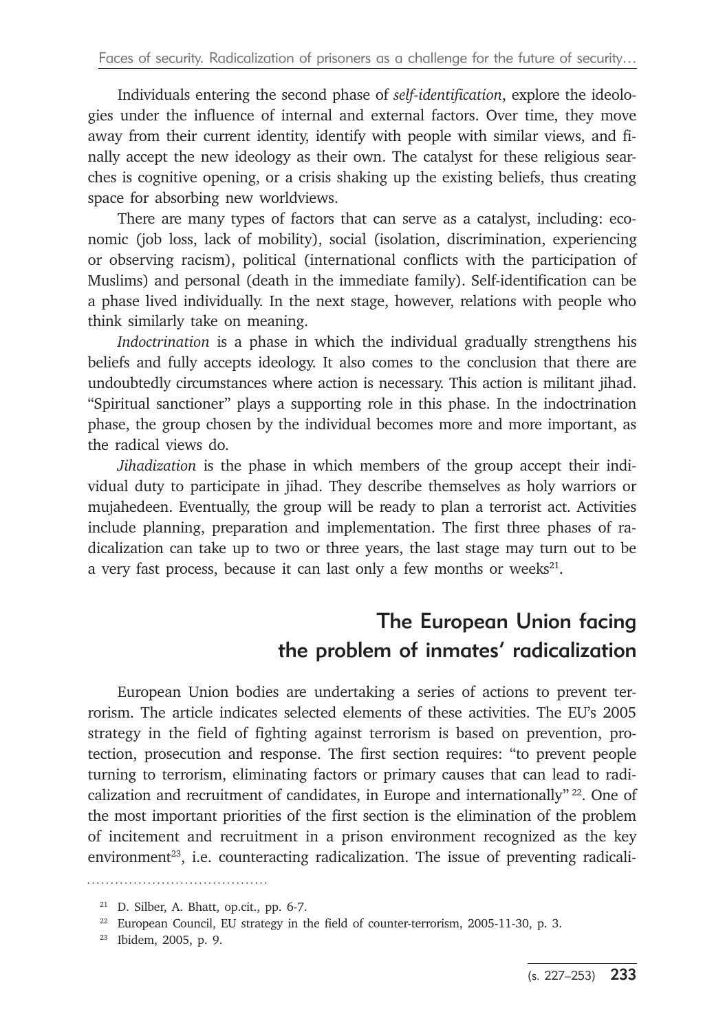Individuals entering the second phase of *self-identification*, explore the ideologies under the influence of internal and external factors. Over time, they move away from their current identity, identify with people with similar views, and finally accept the new ideology as their own. The catalyst for these religious searches is cognitive opening, or a crisis shaking up the existing beliefs, thus creating space for absorbing new worldviews.

There are many types of factors that can serve as a catalyst, including: economic (job loss, lack of mobility), social (isolation, discrimination, experiencing or observing racism), political (international conflicts with the participation of Muslims) and personal (death in the immediate family). Self-identification can be a phase lived individually. In the next stage, however, relations with people who think similarly take on meaning.

*Indoctrination* is a phase in which the individual gradually strengthens his beliefs and fully accepts ideology. It also comes to the conclusion that there are undoubtedly circumstances where action is necessary. This action is militant jihad. "Spiritual sanctioner" plays a supporting role in this phase. In the indoctrination phase, the group chosen by the individual becomes more and more important, as the radical views do.

*Jihadization* is the phase in which members of the group accept their individual duty to participate in jihad. They describe themselves as holy warriors or mujahedeen. Eventually, the group will be ready to plan a terrorist act. Activities include planning, preparation and implementation. The first three phases of radicalization can take up to two or three years, the last stage may turn out to be a very fast process, because it can last only a few months or weeks[21].

## The European Union facing the problem of inmates' radicalization

European Union bodies are undertaking a series of actions to prevent terrorism. The article indicates selected elements of these activities. The EU's 2005 strategy in the field of fighting against terrorism is based on prevention, protection, prosecution and response. The first section requires: "to prevent people turning to terrorism, eliminating factors or primary causes that can lead to radicalization and recruitment of candidates, in Europe and internationally"[22]. One of the most important priorities of the first section is the elimination of the problem of incitement and recruitment in a prison environment recognized as the key environment[23], i.e. counteracting radicalization. The issue of preventing radicali-

---

[21] D. Silber, A. Bhatt, op.cit., pp. 6-7.

[22] European Council, EU strategy in the field of counter-terrorism, 2005-11-30, p. 3.

[23] Ibidem, 2005, p. 9.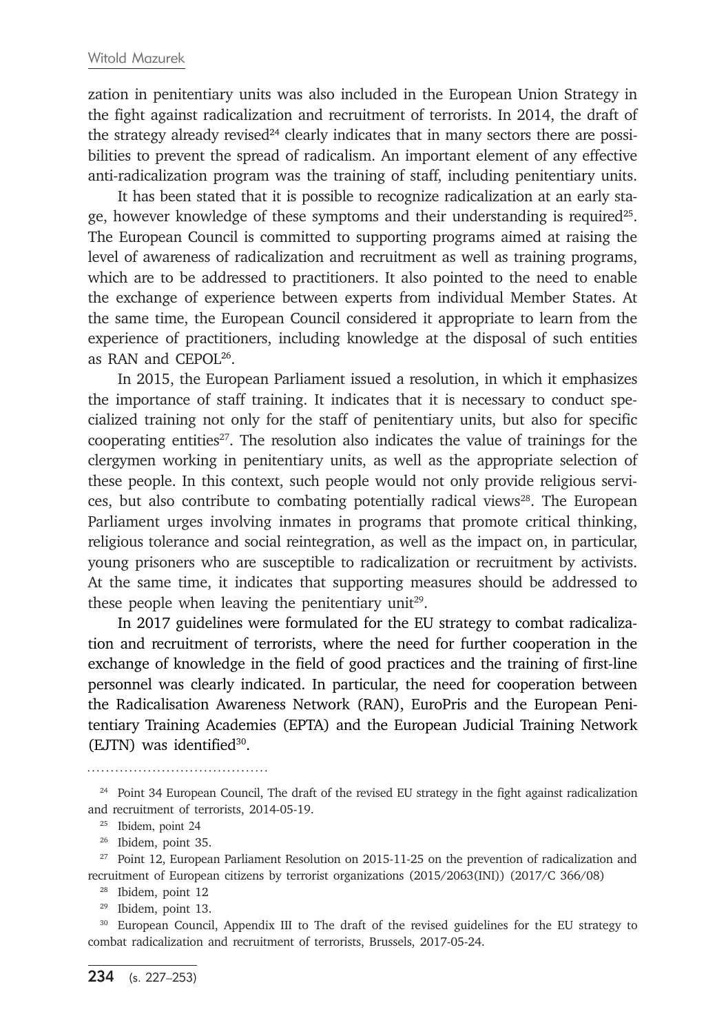zation in penitentiary units was also included in the European Union Strategy in the fight against radicalization and recruitment of terrorists. In 2014, the draft of the strategy already revised[24] clearly indicates that in many sectors there are possibilities to prevent the spread of radicalism. An important element of any effective anti-radicalization program was the training of staff, including penitentiary units.

It has been stated that it is possible to recognize radicalization at an early stage, however knowledge of these symptoms and their understanding is required[25]. The European Council is committed to supporting programs aimed at raising the level of awareness of radicalization and recruitment as well as training programs, which are to be addressed to practitioners. It also pointed to the need to enable the exchange of experience between experts from individual Member States. At the same time, the European Council considered it appropriate to learn from the experience of practitioners, including knowledge at the disposal of such entities as RAN and CEPOL[26].

In 2015, the European Parliament issued a resolution, in which it emphasizes the importance of staff training. It indicates that it is necessary to conduct specialized training not only for the staff of penitentiary units, but also for specific cooperating entities[27]. The resolution also indicates the value of trainings for the clergymen working in penitentiary units, as well as the appropriate selection of these people. In this context, such people would not only provide religious services, but also contribute to combating potentially radical views[28]. The European Parliament urges involving inmates in programs that promote critical thinking, religious tolerance and social reintegration, as well as the impact on, in particular, young prisoners who are susceptible to radicalization or recruitment by activists. At the same time, it indicates that supporting measures should be addressed to these people when leaving the penitentiary unit[29].

In 2017 guidelines were formulated for the EU strategy to combat radicalization and recruitment of terrorists, where the need for further cooperation in the exchange of knowledge in the field of good practices and the training of first-line personnel was clearly indicated. In particular, the need for cooperation between the Radicalisation Awareness Network (RAN), EuroPris and the European Penitentiary Training Academies (EPTA) and the European Judicial Training Network (EJTN) was identified[30].

---

[24] Point 34 European Council, The draft of the revised EU strategy in the fight against radicalization and recruitment of terrorists, 2014-05-19.

[25] Ibidem, point 24

[26] Ibidem, point 35.

[27] Point 12, European Parliament Resolution on 2015-11-25 on the prevention of radicalization and recruitment of European citizens by terrorist organizations (2015/2063(INI)) (2017/C 366/08)

[28] Ibidem, point 12

[29] Ibidem, point 13.

[30] European Council, Appendix III to The draft of the revised guidelines for the EU strategy to combat radicalization and recruitment of terrorists, Brussels, 2017-05-24.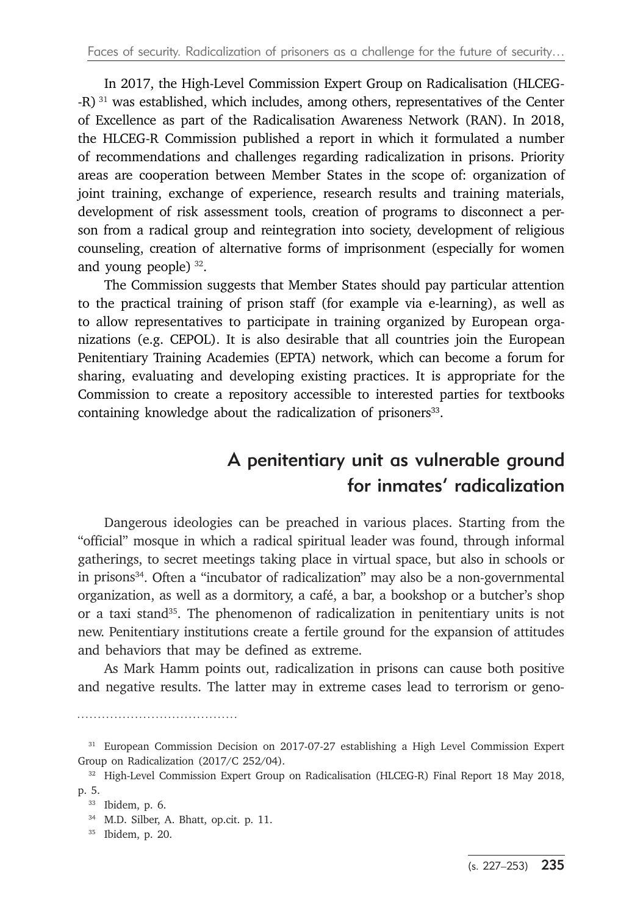In 2017, the High-Level Commission Expert Group on Radicalisation (HLCEG--R) [31] was established, which includes, among others, representatives of the Center of Excellence as part of the Radicalisation Awareness Network (RAN). In 2018, the HLCEG-R Commission published a report in which it formulated a number of recommendations and challenges regarding radicalization in prisons. Priority areas are cooperation between Member States in the scope of: organization of joint training, exchange of experience, research results and training materials, development of risk assessment tools, creation of programs to disconnect a person from a radical group and reintegration into society, development of religious counseling, creation of alternative forms of imprisonment (especially for women and young people) [32].

The Commission suggests that Member States should pay particular attention to the practical training of prison staff (for example via e-learning), as well as to allow representatives to participate in training organized by European organizations (e.g. CEPOL). It is also desirable that all countries join the European Penitentiary Training Academies (EPTA) network, which can become a forum for sharing, evaluating and developing existing practices. It is appropriate for the Commission to create a repository accessible to interested parties for textbooks containing knowledge about the radicalization of prisoners[33].

## A penitentiary unit as vulnerable ground for inmates' radicalization

Dangerous ideologies can be preached in various places. Starting from the "official" mosque in which a radical spiritual leader was found, through informal gatherings, to secret meetings taking place in virtual space, but also in schools or in prisons[34]. Often a "incubator of radicalization" may also be a non-governmental organization, as well as a dormitory, a café, a bar, a bookshop or a butcher's shop or a taxi stand[35]. The phenomenon of radicalization in penitentiary units is not new. Penitentiary institutions create a fertile ground for the expansion of attitudes and behaviors that may be defined as extreme.

As Mark Hamm points out, radicalization in prisons can cause both positive and negative results. The latter may in extreme cases lead to terrorism or geno-

---

[31] European Commission Decision on 2017-07-27 establishing a High Level Commission Expert Group on Radicalization (2017/C 252/04).

[32] High-Level Commission Expert Group on Radicalisation (HLCEG-R) Final Report 18 May 2018, p. 5.

[33] Ibidem, p. 6.

[34] M.D. Silber, A. Bhatt, op.cit. p. 11.

[35] Ibidem, p. 20.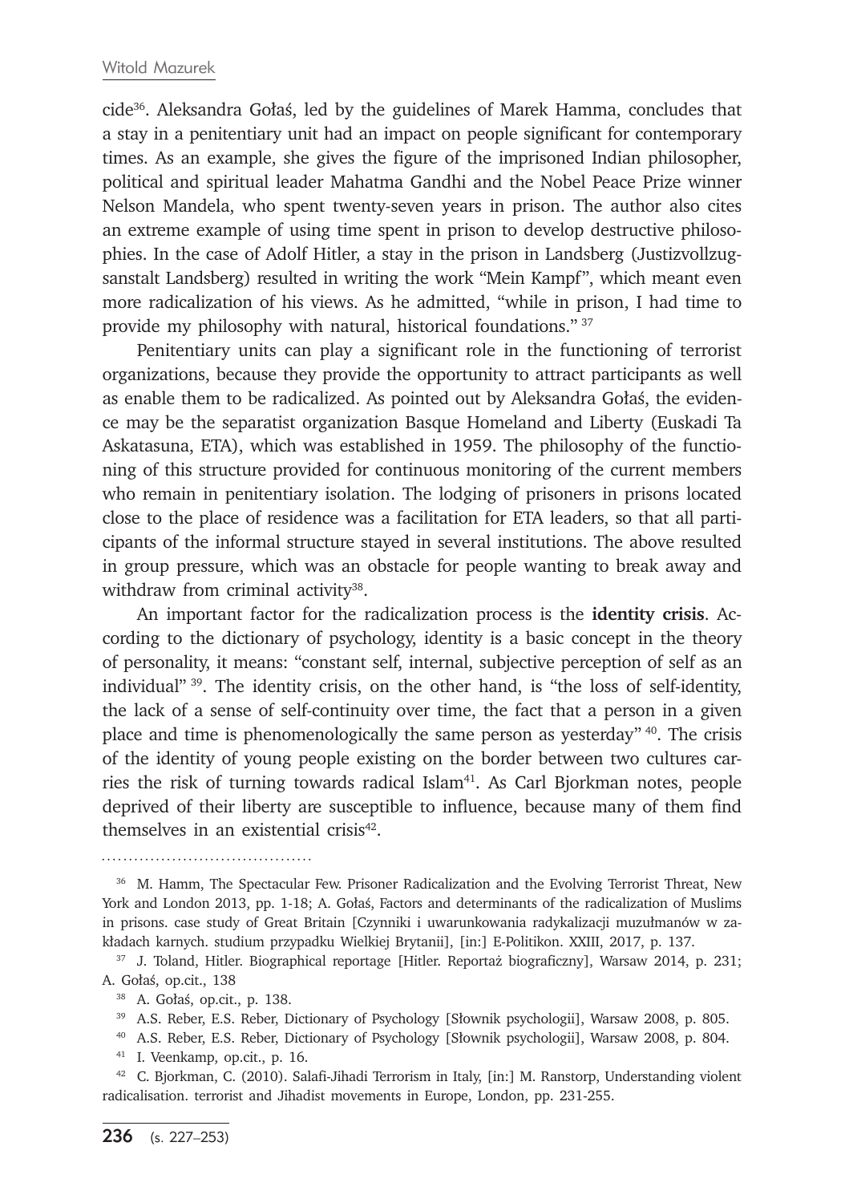cide[36]. Aleksandra Gołaś, led by the guidelines of Marek Hamma, concludes that a stay in a penitentiary unit had an impact on people significant for contemporary times. As an example, she gives the figure of the imprisoned Indian philosopher, political and spiritual leader Mahatma Gandhi and the Nobel Peace Prize winner Nelson Mandela, who spent twenty-seven years in prison. The author also cites an extreme example of using time spent in prison to develop destructive philosophies. In the case of Adolf Hitler, a stay in the prison in Landsberg (Justizvollzugsanstalt Landsberg) resulted in writing the work "Mein Kampf", which meant even more radicalization of his views. As he admitted, "while in prison, I had time to provide my philosophy with natural, historical foundations." [37]

Penitentiary units can play a significant role in the functioning of terrorist organizations, because they provide the opportunity to attract participants as well as enable them to be radicalized. As pointed out by Aleksandra Gołaś, the evidence may be the separatist organization Basque Homeland and Liberty (Euskadi Ta Askatasuna, ETA), which was established in 1959. The philosophy of the functioning of this structure provided for continuous monitoring of the current members who remain in penitentiary isolation. The lodging of prisoners in prisons located close to the place of residence was a facilitation for ETA leaders, so that all participants of the informal structure stayed in several institutions. The above resulted in group pressure, which was an obstacle for people wanting to break away and withdraw from criminal activity[38].

An important factor for the radicalization process is the **identity crisis**. According to the dictionary of psychology, identity is a basic concept in the theory of personality, it means: "constant self, internal, subjective perception of self as an individual" [39]. The identity crisis, on the other hand, is "the loss of self-identity, the lack of a sense of self-continuity over time, the fact that a person in a given place and time is phenomenologically the same person as yesterday" [40]. The crisis of the identity of young people existing on the border between two cultures carries the risk of turning towards radical Islam[41]. As Carl Bjorkman notes, people deprived of their liberty are susceptible to influence, because many of them find themselves in an existential crisis[42].

---

[36] M. Hamm, The Spectacular Few. Prisoner Radicalization and the Evolving Terrorist Threat, New York and London 2013, pp. 1-18; A. Gołaś, Factors and determinants of the radicalization of Muslims in prisons. case study of Great Britain [Czynniki i uwarunkowania radykalizacji muzułmanów w zakładach karnych. studium przypadku Wielkiej Brytanii], [in:] E-Politikon. XXIII, 2017, p. 137.

[37] J. Toland, Hitler. Biographical reportage [Hitler. Reportaż biograficzny], Warsaw 2014, p. 231; A. Gołaś, op.cit., 138

[38] A. Gołaś, op.cit., p. 138.

[39] A.S. Reber, E.S. Reber, Dictionary of Psychology [Słownik psychologii], Warsaw 2008, p. 805.

[40] A.S. Reber, E.S. Reber, Dictionary of Psychology [Słownik psychologii], Warsaw 2008, p. 804.

[41] I. Veenkamp, op.cit., p. 16.

[42] C. Bjorkman, C. (2010). Salafi-Jihadi Terrorism in Italy, [in:] M. Ranstorp, Understanding violent radicalisation. terrorist and Jihadist movements in Europe, London, pp. 231-255.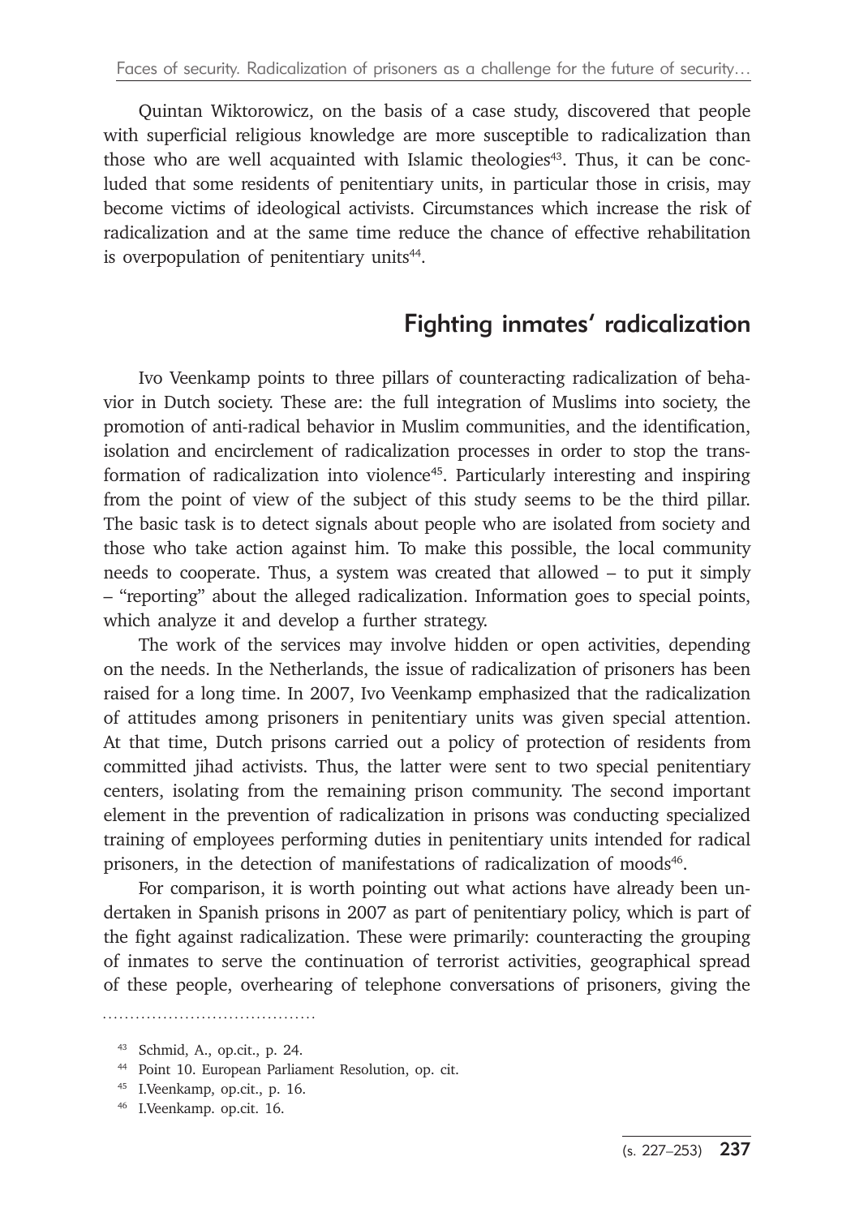Quintan Wiktorowicz, on the basis of a case study, discovered that people with superficial religious knowledge are more susceptible to radicalization than those who are well acquainted with Islamic theologies[43]. Thus, it can be concluded that some residents of penitentiary units, in particular those in crisis, may become victims of ideological activists. Circumstances which increase the risk of radicalization and at the same time reduce the chance of effective rehabilitation is overpopulation of penitentiary units[44].

## Fighting inmates' radicalization

Ivo Veenkamp points to three pillars of counteracting radicalization of behavior in Dutch society. These are: the full integration of Muslims into society, the promotion of anti-radical behavior in Muslim communities, and the identification, isolation and encirclement of radicalization processes in order to stop the transformation of radicalization into violence[45]. Particularly interesting and inspiring from the point of view of the subject of this study seems to be the third pillar. The basic task is to detect signals about people who are isolated from society and those who take action against him. To make this possible, the local community needs to cooperate. Thus, a system was created that allowed – to put it simply – "reporting" about the alleged radicalization. Information goes to special points, which analyze it and develop a further strategy.

The work of the services may involve hidden or open activities, depending on the needs. In the Netherlands, the issue of radicalization of prisoners has been raised for a long time. In 2007, Ivo Veenkamp emphasized that the radicalization of attitudes among prisoners in penitentiary units was given special attention. At that time, Dutch prisons carried out a policy of protection of residents from committed jihad activists. Thus, the latter were sent to two special penitentiary centers, isolating from the remaining prison community. The second important element in the prevention of radicalization in prisons was conducting specialized training of employees performing duties in penitentiary units intended for radical prisoners, in the detection of manifestations of radicalization of moods[46].

For comparison, it is worth pointing out what actions have already been undertaken in Spanish prisons in 2007 as part of penitentiary policy, which is part of the fight against radicalization. These were primarily: counteracting the grouping of inmates to serve the continuation of terrorist activities, geographical spread of these people, overhearing of telephone conversations of prisoners, giving the

---

[43] Schmid, A., op.cit., p. 24.

[44] Point 10. European Parliament Resolution, op. cit.

[45] I.Veenkamp, op.cit., p. 16.

[46] I.Veenkamp. op.cit. 16.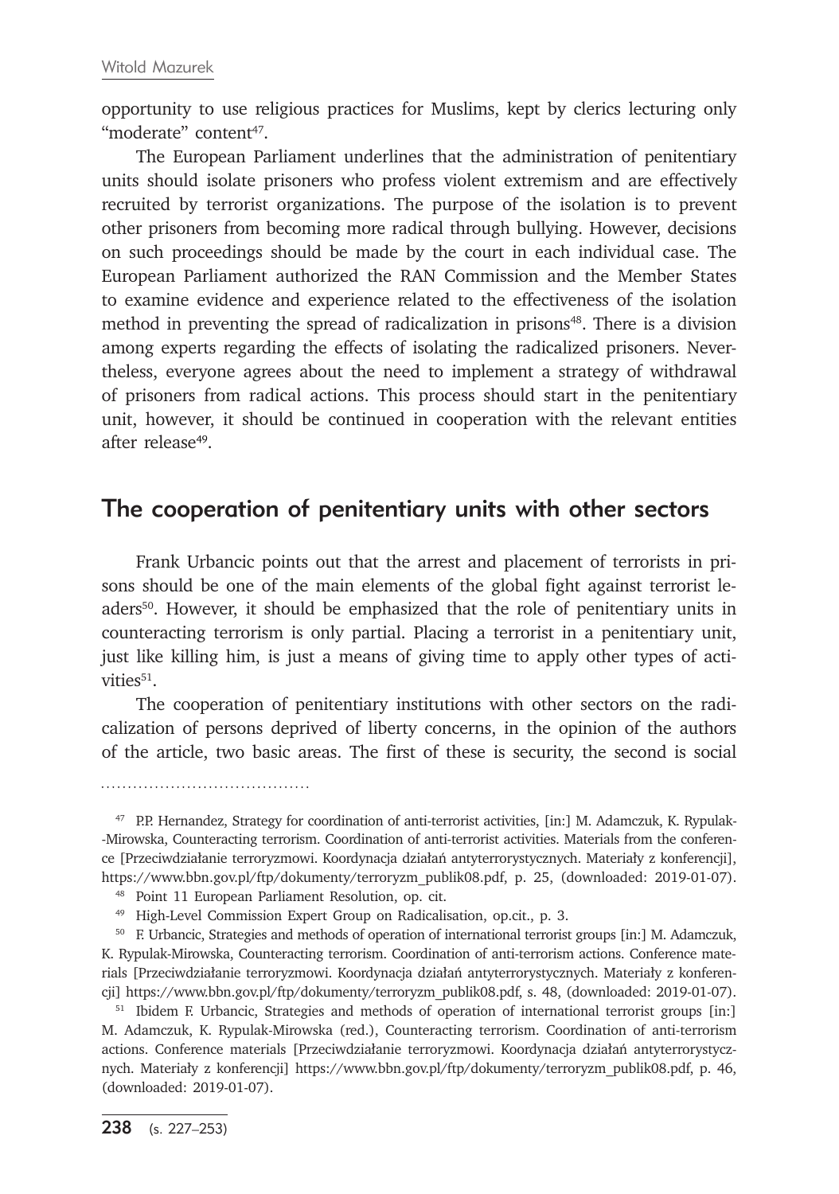opportunity to use religious practices for Muslims, kept by clerics lecturing only "moderate" content[47].

The European Parliament underlines that the administration of penitentiary units should isolate prisoners who profess violent extremism and are effectively recruited by terrorist organizations. The purpose of the isolation is to prevent other prisoners from becoming more radical through bullying. However, decisions on such proceedings should be made by the court in each individual case. The European Parliament authorized the RAN Commission and the Member States to examine evidence and experience related to the effectiveness of the isolation method in preventing the spread of radicalization in prisons[48]. There is a division among experts regarding the effects of isolating the radicalized prisoners. Nevertheless, everyone agrees about the need to implement a strategy of withdrawal of prisoners from radical actions. This process should start in the penitentiary unit, however, it should be continued in cooperation with the relevant entities after release[49].

## The cooperation of penitentiary units with other sectors

Frank Urbancic points out that the arrest and placement of terrorists in prisons should be one of the main elements of the global fight against terrorist leaders[50]. However, it should be emphasized that the role of penitentiary units in counteracting terrorism is only partial. Placing a terrorist in a penitentiary unit, just like killing him, is just a means of giving time to apply other types of activities[51].

The cooperation of penitentiary institutions with other sectors on the radicalization of persons deprived of liberty concerns, in the opinion of the authors of the article, two basic areas. The first of these is security, the second is social

---

[47] P.P. Hernandez, Strategy for coordination of anti-terrorist activities, [in:] M. Adamczuk, K. Rypulak--Mirowska, Counteracting terrorism. Coordination of anti-terrorist activities. Materials from the conference [Przeciwdziałanie terroryzmowi. Koordynacja działań antyterrorystycznych. Materiały z konferencji], https://www.bbn.gov.pl/ftp/dokumenty/terroryzm_publik08.pdf, p. 25, (downloaded: 2019-01-07).

[48] Point 11 European Parliament Resolution, op. cit.

[49] High-Level Commission Expert Group on Radicalisation, op.cit., p. 3.

[50] F. Urbancic, Strategies and methods of operation of international terrorist groups [in:] M. Adamczuk, K. Rypulak-Mirowska, Counteracting terrorism. Coordination of anti-terrorism actions. Conference materials [Przeciwdziałanie terroryzmowi. Koordynacja działań antyterrorystycznych. Materiały z konferencji] https://www.bbn.gov.pl/ftp/dokumenty/terroryzm_publik08.pdf, s. 48, (downloaded: 2019-01-07).

[51] Ibidem F. Urbancic, Strategies and methods of operation of international terrorist groups [in:] M. Adamczuk, K. Rypulak-Mirowska (red.), Counteracting terrorism. Coordination of anti-terrorism actions. Conference materials [Przeciwdziałanie terroryzmowi. Koordynacja działań antyterrorystycznych. Materiały z konferencji] https://www.bbn.gov.pl/ftp/dokumenty/terroryzm_publik08.pdf, p. 46, (downloaded: 2019-01-07).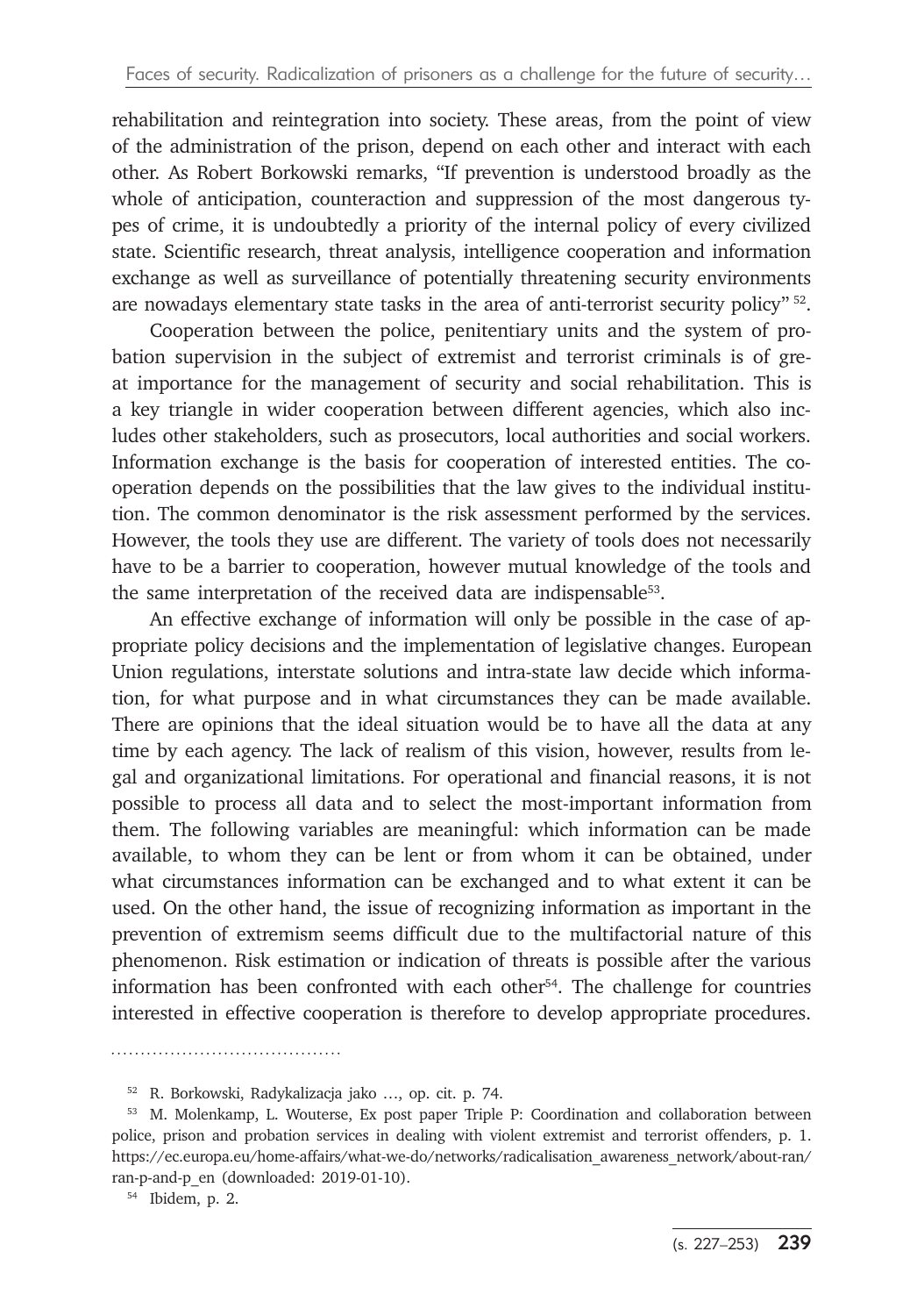rehabilitation and reintegration into society. These areas, from the point of view of the administration of the prison, depend on each other and interact with each other. As Robert Borkowski remarks, "If prevention is understood broadly as the whole of anticipation, counteraction and suppression of the most dangerous types of crime, it is undoubtedly a priority of the internal policy of every civilized state. Scientific research, threat analysis, intelligence cooperation and information exchange as well as surveillance of potentially threatening security environments are nowadays elementary state tasks in the area of anti-terrorist security policy" [52].

Cooperation between the police, penitentiary units and the system of probation supervision in the subject of extremist and terrorist criminals is of great importance for the management of security and social rehabilitation. This is a key triangle in wider cooperation between different agencies, which also includes other stakeholders, such as prosecutors, local authorities and social workers. Information exchange is the basis for cooperation of interested entities. The cooperation depends on the possibilities that the law gives to the individual institution. The common denominator is the risk assessment performed by the services. However, the tools they use are different. The variety of tools does not necessarily have to be a barrier to cooperation, however mutual knowledge of the tools and the same interpretation of the received data are indispensable[53].

An effective exchange of information will only be possible in the case of appropriate policy decisions and the implementation of legislative changes. European Union regulations, interstate solutions and intra-state law decide which information, for what purpose and in what circumstances they can be made available. There are opinions that the ideal situation would be to have all the data at any time by each agency. The lack of realism of this vision, however, results from legal and organizational limitations. For operational and financial reasons, it is not possible to process all data and to select the most-important information from them. The following variables are meaningful: which information can be made available, to whom they can be lent or from whom it can be obtained, under what circumstances information can be exchanged and to what extent it can be used. On the other hand, the issue of recognizing information as important in the prevention of extremism seems difficult due to the multifactorial nature of this phenomenon. Risk estimation or indication of threats is possible after the various information has been confronted with each other[54]. The challenge for countries interested in effective cooperation is therefore to develop appropriate procedures.

---

[52] R. Borkowski, Radykalizacja jako …, op. cit. p. 74.

[53] M. Molenkamp, L. Wouterse, Ex post paper Triple P: Coordination and collaboration between police, prison and probation services in dealing with violent extremist and terrorist offenders, p. 1. https://ec.europa.eu/home-affairs/what-we-do/networks/radicalisation_awareness_network/about-ran/ran-p-and-p_en (downloaded: 2019-01-10).

[54] Ibidem, p. 2.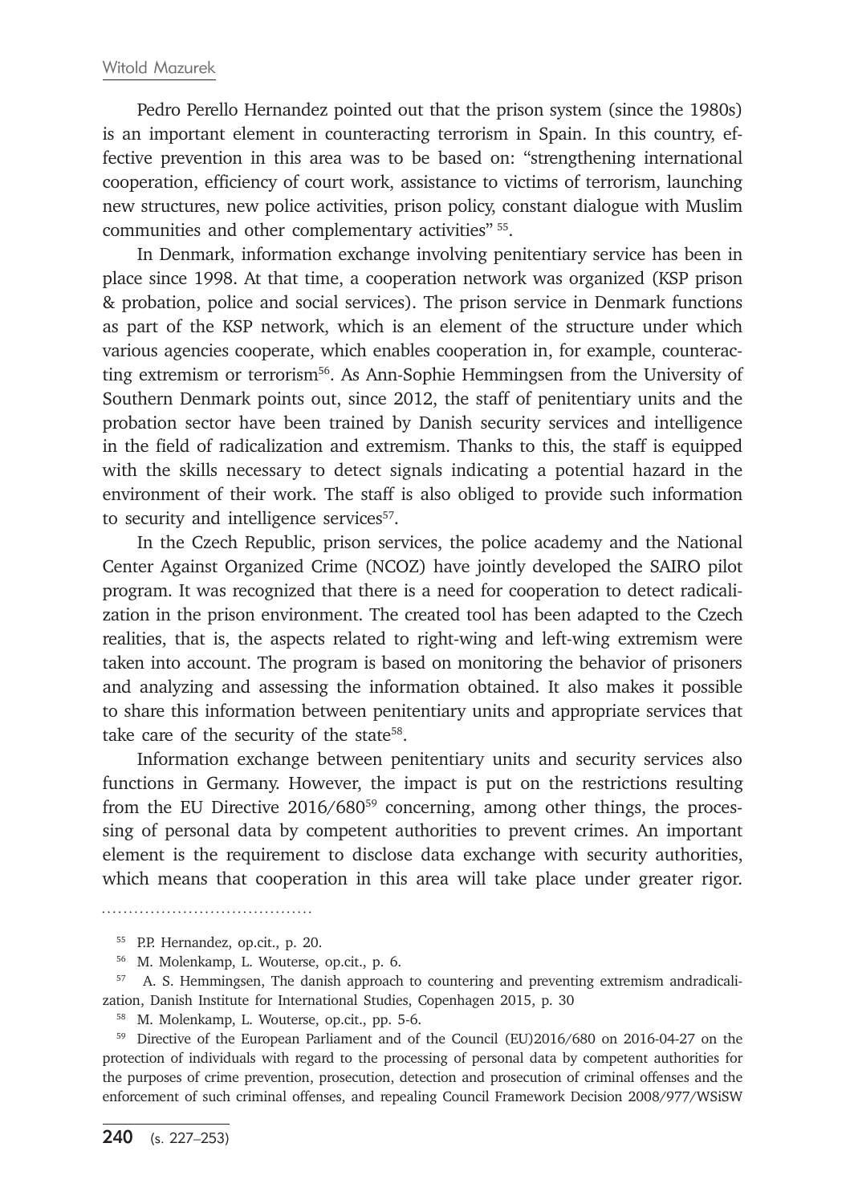Pedro Perello Hernandez pointed out that the prison system (since the 1980s) is an important element in counteracting terrorism in Spain. In this country, effective prevention in this area was to be based on: "strengthening international cooperation, efficiency of court work, assistance to victims of terrorism, launching new structures, new police activities, prison policy, constant dialogue with Muslim communities and other complementary activities" [55].

In Denmark, information exchange involving penitentiary service has been in place since 1998. At that time, a cooperation network was organized (KSP prison & probation, police and social services). The prison service in Denmark functions as part of the KSP network, which is an element of the structure under which various agencies cooperate, which enables cooperation in, for example, counteracting extremism or terrorism[56]. As Ann-Sophie Hemmingsen from the University of Southern Denmark points out, since 2012, the staff of penitentiary units and the probation sector have been trained by Danish security services and intelligence in the field of radicalization and extremism. Thanks to this, the staff is equipped with the skills necessary to detect signals indicating a potential hazard in the environment of their work. The staff is also obliged to provide such information to security and intelligence services[57].

In the Czech Republic, prison services, the police academy and the National Center Against Organized Crime (NCOZ) have jointly developed the SAIRO pilot program. It was recognized that there is a need for cooperation to detect radicalization in the prison environment. The created tool has been adapted to the Czech realities, that is, the aspects related to right-wing and left-wing extremism were taken into account. The program is based on monitoring the behavior of prisoners and analyzing and assessing the information obtained. It also makes it possible to share this information between penitentiary units and appropriate services that take care of the security of the state[58].

Information exchange between penitentiary units and security services also functions in Germany. However, the impact is put on the restrictions resulting from the EU Directive 2016/680[59] concerning, among other things, the processing of personal data by competent authorities to prevent crimes. An important element is the requirement to disclose data exchange with security authorities, which means that cooperation in this area will take place under greater rigor.

---

[55] P.P. Hernandez, op.cit., p. 20.

[56] M. Molenkamp, L. Wouterse, op.cit., p. 6.

[57] A. S. Hemmingsen, The danish approach to countering and preventing extremism andradicalization, Danish Institute for International Studies, Copenhagen 2015, p. 30

[58] M. Molenkamp, L. Wouterse, op.cit., pp. 5-6.

[59] Directive of the European Parliament and of the Council (EU)2016/680 on 2016-04-27 on the protection of individuals with regard to the processing of personal data by competent authorities for the purposes of crime prevention, prosecution, detection and prosecution of criminal offenses and the enforcement of such criminal offenses, and repealing Council Framework Decision 2008/977/WSiSW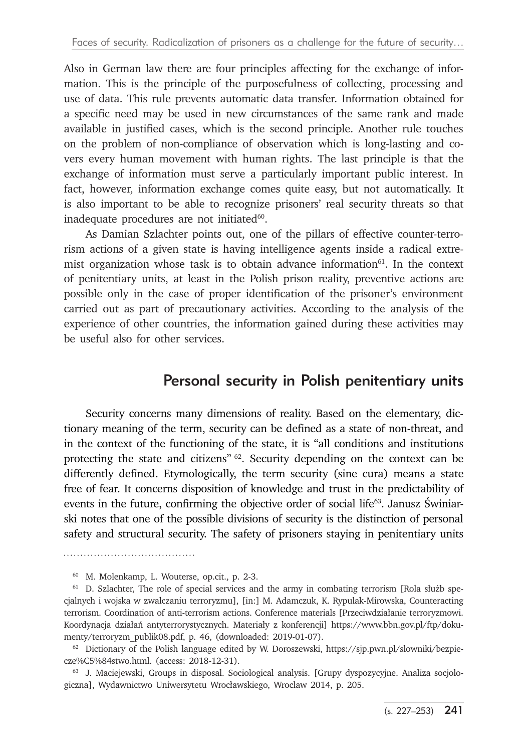Also in German law there are four principles affecting for the exchange of information. This is the principle of the purposefulness of collecting, processing and use of data. This rule prevents automatic data transfer. Information obtained for a specific need may be used in new circumstances of the same rank and made available in justified cases, which is the second principle. Another rule touches on the problem of non-compliance of observation which is long-lasting and covers every human movement with human rights. The last principle is that the exchange of information must serve a particularly important public interest. In fact, however, information exchange comes quite easy, but not automatically. It is also important to be able to recognize prisoners' real security threats so that inadequate procedures are not initiated[60].

As Damian Szlachter points out, one of the pillars of effective counter-terrorism actions of a given state is having intelligence agents inside a radical extremist organization whose task is to obtain advance information[61]. In the context of penitentiary units, at least in the Polish prison reality, preventive actions are possible only in the case of proper identification of the prisoner's environment carried out as part of precautionary activities. According to the analysis of the experience of other countries, the information gained during these activities may be useful also for other services.

## Personal security in Polish penitentiary units

Security concerns many dimensions of reality. Based on the elementary, dictionary meaning of the term, security can be defined as a state of non-threat, and in the context of the functioning of the state, it is "all conditions and institutions protecting the state and citizens"[62]. Security depending on the context can be differently defined. Etymologically, the term security (sine cura) means a state free of fear. It concerns disposition of knowledge and trust in the predictability of events in the future, confirming the objective order of social life[63]. Janusz Świniarski notes that one of the possible divisions of security is the distinction of personal safety and structural security. The safety of prisoners staying in penitentiary units

---

[60] M. Molenkamp, L. Wouterse, op.cit., p. 2-3.

[61] D. Szlachter, The role of special services and the army in combating terrorism [Rola służb specjalnych i wojska w zwalczaniu terroryzmu], [in:] M. Adamczuk, K. Rypulak-Mirowska, Counteracting terrorism. Coordination of anti-terrorism actions. Conference materials [Przeciwdziałanie terroryzmowi. Koordynacja działań antyterrorystycznych. Materiały z konferencji] https://www.bbn.gov.pl/ftp/dokumenty/terroryzm_publik08.pdf, p. 46, (downloaded: 2019-01-07).

[62] Dictionary of the Polish language edited by W. Doroszewski, https://sjp.pwn.pl/slowniki/bezpieczeństwo%C5%84stwo.html. (access: 2018-12-31).

[63] J. Maciejewski, Groups in disposal. Sociological analysis. [Grupy dyspozycyjne. Analiza socjologiczna], Wydawnictwo Uniwersytetu Wrocławskiego, Wroclaw 2014, p. 205.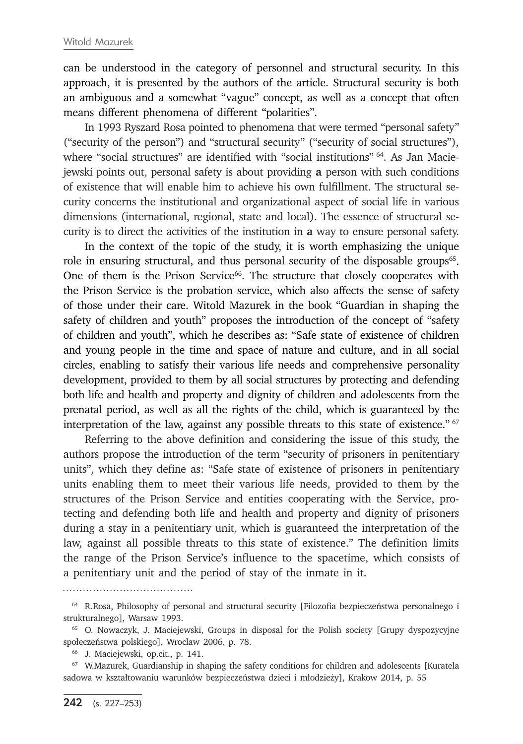can be understood in the category of personnel and structural security. In this approach, it is presented by the authors of the article. Structural security is both an ambiguous and a somewhat "vague" concept, as well as a concept that often means different phenomena of different "polarities".

In 1993 Ryszard Rosa pointed to phenomena that were termed "personal safety" ("security of the person") and "structural security" ("security of social structures"), where "social structures" are identified with "social institutions" [64]. As Jan Maciejewski points out, personal safety is about providing **a** person with such conditions of existence that will enable him to achieve his own fulfillment. The structural security concerns the institutional and organizational aspect of social life in various dimensions (international, regional, state and local). The essence of structural security is to direct the activities of the institution in **a** way to ensure personal safety.

In the context of the topic of the study, it is worth emphasizing the unique role in ensuring structural, and thus personal security of the disposable groups[65]. One of them is the Prison Service[66]. The structure that closely cooperates with the Prison Service is the probation service, which also affects the sense of safety of those under their care. Witold Mazurek in the book "Guardian in shaping the safety of children and youth" proposes the introduction of the concept of "safety of children and youth", which he describes as: "Safe state of existence of children and young people in the time and space of nature and culture, and in all social circles, enabling to satisfy their various life needs and comprehensive personality development, provided to them by all social structures by protecting and defending both life and health and property and dignity of children and adolescents from the prenatal period, as well as all the rights of the child, which is guaranteed by the interpretation of the law, against any possible threats to this state of existence." [67]

Referring to the above definition and considering the issue of this study, the authors propose the introduction of the term "security of prisoners in penitentiary units", which they define as: "Safe state of existence of prisoners in penitentiary units enabling them to meet their various life needs, provided to them by the structures of the Prison Service and entities cooperating with the Service, protecting and defending both life and health and property and dignity of prisoners during a stay in a penitentiary unit, which is guaranteed the interpretation of the law, against all possible threats to this state of existence." The definition limits the range of the Prison Service's influence to the spacetime, which consists of a penitentiary unit and the period of stay of the inmate in it.

---

[64] R.Rosa, Philosophy of personal and structural security [Filozofia bezpieczeństwa personalnego i strukturalnego], Warsaw 1993.

[65] O. Nowaczyk, J. Maciejewski, Groups in disposal for the Polish society [Grupy dyspozycyjne społeczeństwa polskiego], Wroclaw 2006, p. 78.

[66] J. Maciejewski, op.cit., p. 141.

[67] W.Mazurek, Guardianship in shaping the safety conditions for children and adolescents [Kuratela sadowa w kształtowaniu warunków bezpieczeństwa dzieci i młodzieży], Krakow 2014, p. 55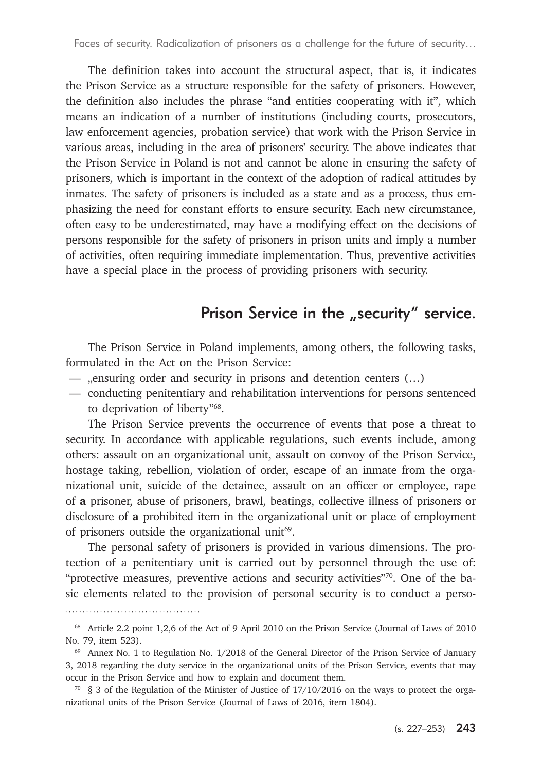The definition takes into account the structural aspect, that is, it indicates the Prison Service as a structure responsible for the safety of prisoners. However, the definition also includes the phrase "and entities cooperating with it", which means an indication of a number of institutions (including courts, prosecutors, law enforcement agencies, probation service) that work with the Prison Service in various areas, including in the area of prisoners' security. The above indicates that the Prison Service in Poland is not and cannot be alone in ensuring the safety of prisoners, which is important in the context of the adoption of radical attitudes by inmates. The safety of prisoners is included as a state and as a process, thus emphasizing the need for constant efforts to ensure security. Each new circumstance, often easy to be underestimated, may have a modifying effect on the decisions of persons responsible for the safety of prisoners in prison units and imply a number of activities, often requiring immediate implementation. Thus, preventive activities have a special place in the process of providing prisoners with security.

## Prison Service in the „security" service.

The Prison Service in Poland implements, among others, the following tasks, formulated in the Act on the Prison Service:

- „ensuring order and security in prisons and detention centers (…)
- conducting penitentiary and rehabilitation interventions for persons sentenced to deprivation of liberty"[68].

The Prison Service prevents the occurrence of events that pose **a** threat to security. In accordance with applicable regulations, such events include, among others: assault on an organizational unit, assault on convoy of the Prison Service, hostage taking, rebellion, violation of order, escape of an inmate from the organizational unit, suicide of the detainee, assault on an officer or employee, rape of **a** prisoner, abuse of prisoners, brawl, beatings, collective illness of prisoners or disclosure of **a** prohibited item in the organizational unit or place of employment of prisoners outside the organizational unit[69].

The personal safety of prisoners is provided in various dimensions. The protection of a penitentiary unit is carried out by personnel through the use of: "protective measures, preventive actions and security activities"[70]. One of the basic elements related to the provision of personal security is to conduct a perso-

---

[68] Article 2.2 point 1,2,6 of the Act of 9 April 2010 on the Prison Service (Journal of Laws of 2010 No. 79, item 523).

[69] Annex No. 1 to Regulation No. 1/2018 of the General Director of the Prison Service of January 3, 2018 regarding the duty service in the organizational units of the Prison Service, events that may occur in the Prison Service and how to explain and document them.

[70] § 3 of the Regulation of the Minister of Justice of 17/10/2016 on the ways to protect the organizational units of the Prison Service (Journal of Laws of 2016, item 1804).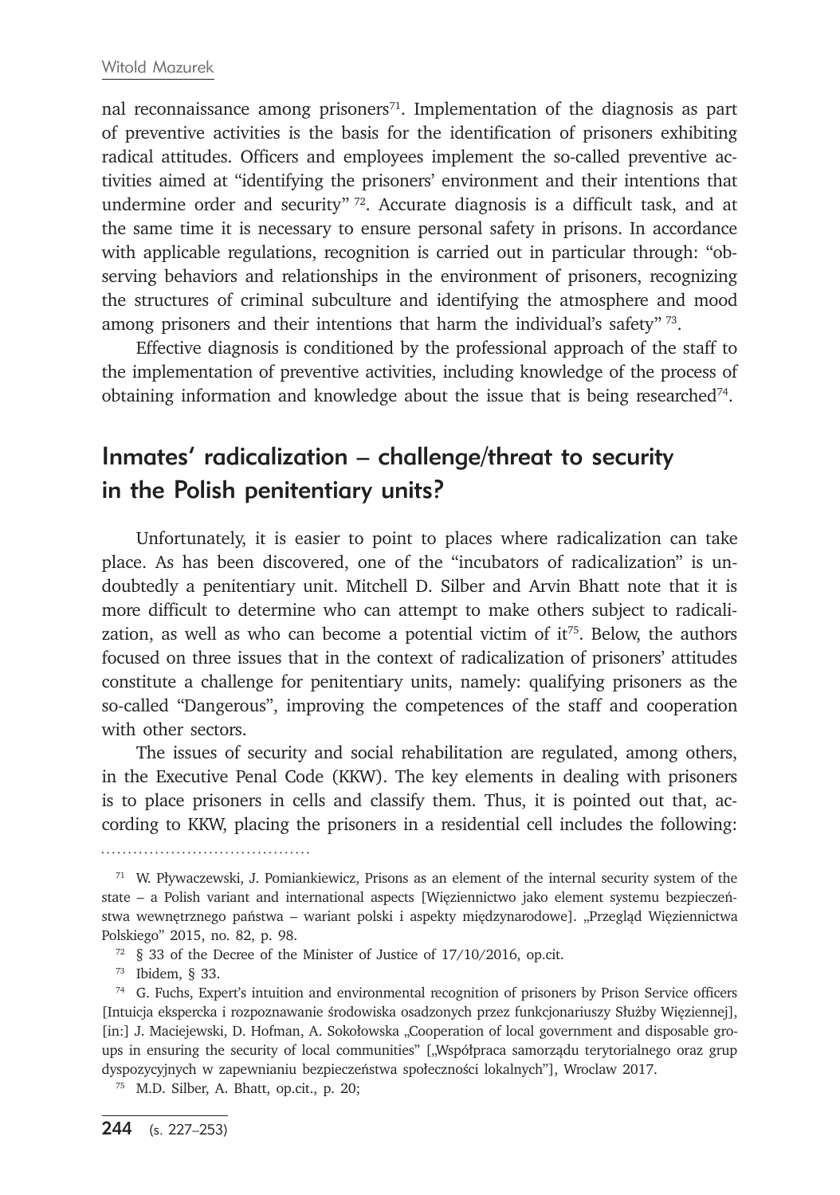nal reconnaissance among prisoners[71]. Implementation of the diagnosis as part of preventive activities is the basis for the identification of prisoners exhibiting radical attitudes. Officers and employees implement the so-called preventive activities aimed at "identifying the prisoners' environment and their intentions that undermine order and security" [72]. Accurate diagnosis is a difficult task, and at the same time it is necessary to ensure personal safety in prisons. In accordance with applicable regulations, recognition is carried out in particular through: "observing behaviors and relationships in the environment of prisoners, recognizing the structures of criminal subculture and identifying the atmosphere and mood among prisoners and their intentions that harm the individual's safety" [73].

Effective diagnosis is conditioned by the professional approach of the staff to the implementation of preventive activities, including knowledge of the process of obtaining information and knowledge about the issue that is being researched[74].

## Inmates' radicalization – challenge/threat to security in the Polish penitentiary units?

Unfortunately, it is easier to point to places where radicalization can take place. As has been discovered, one of the "incubators of radicalization" is undoubtedly a penitentiary unit. Mitchell D. Silber and Arvin Bhatt note that it is more difficult to determine who can attempt to make others subject to radicalization, as well as who can become a potential victim of it[75]. Below, the authors focused on three issues that in the context of radicalization of prisoners' attitudes constitute a challenge for penitentiary units, namely: qualifying prisoners as the so-called "Dangerous", improving the competences of the staff and cooperation with other sectors.

The issues of security and social rehabilitation are regulated, among others, in the Executive Penal Code (KKW). The key elements in dealing with prisoners is to place prisoners in cells and classify them. Thus, it is pointed out that, according to KKW, placing the prisoners in a residential cell includes the following:

---

[71] W. Pływaczewski, J. Pomiankiewicz, Prisons as an element of the internal security system of the state – a Polish variant and international aspects [Więziennictwo jako element systemu bezpieczeństwa wewnętrznego państwa – wariant polski i aspekty międzynarodowe]. „Przegląd Więziennictwa Polskiego" 2015, no. 82, p. 98.

[72] § 33 of the Decree of the Minister of Justice of 17/10/2016, op.cit.

[73] Ibidem, § 33.

[74] G. Fuchs, Expert's intuition and environmental recognition of prisoners by Prison Service officers [Intuicja ekspercka i rozpoznawanie środowiska osadzonych przez funkcjonariuszy Służby Więziennej], [in:] J. Maciejewski, D. Hofman, A. Sokołowska „Cooperation of local government and disposable groups in ensuring the security of local communities" [„Współpraca samorządu terytorialnego oraz grup dyspozycyjnych w zapewnianiu bezpieczeństwa społeczności lokalnych"], Wroclaw 2017.

[75] M.D. Silber, A. Bhatt, op.cit., p. 20;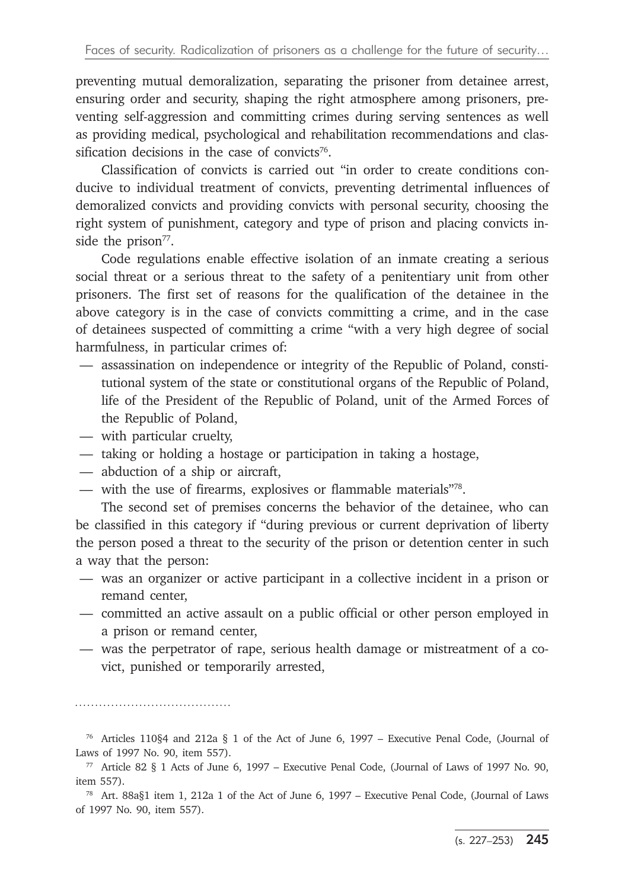preventing mutual demoralization, separating the prisoner from detainee arrest, ensuring order and security, shaping the right atmosphere among prisoners, preventing self-aggression and committing crimes during serving sentences as well as providing medical, psychological and rehabilitation recommendations and classification decisions in the case of convicts[76].

Classification of convicts is carried out "in order to create conditions conducive to individual treatment of convicts, preventing detrimental influences of demoralized convicts and providing convicts with personal security, choosing the right system of punishment, category and type of prison and placing convicts inside the prison[77].

Code regulations enable effective isolation of an inmate creating a serious social threat or a serious threat to the safety of a penitentiary unit from other prisoners. The first set of reasons for the qualification of the detainee in the above category is in the case of convicts committing a crime, and in the case of detainees suspected of committing a crime "with a very high degree of social harmfulness, in particular crimes of:

- assassination on independence or integrity of the Republic of Poland, constitutional system of the state or constitutional organs of the Republic of Poland, life of the President of the Republic of Poland, unit of the Armed Forces of the Republic of Poland,
- with particular cruelty,
- taking or holding a hostage or participation in taking a hostage,
- abduction of a ship or aircraft,
- with the use of firearms, explosives or flammable materials"[78].

The second set of premises concerns the behavior of the detainee, who can be classified in this category if "during previous or current deprivation of liberty the person posed a threat to the security of the prison or detention center in such a way that the person:

- was an organizer or active participant in a collective incident in a prison or remand center,
- committed an active assault on a public official or other person employed in a prison or remand center,
- was the perpetrator of rape, serious health damage or mistreatment of a covict, punished or temporarily arrested,

---

[76] Articles 110§4 and 212a § 1 of the Act of June 6, 1997 – Executive Penal Code, (Journal of Laws of 1997 No. 90, item 557).

[77] Article 82 § 1 Acts of June 6, 1997 – Executive Penal Code, (Journal of Laws of 1997 No. 90, item 557).

[78] Art. 88a§1 item 1, 212a 1 of the Act of June 6, 1997 – Executive Penal Code, (Journal of Laws of 1997 No. 90, item 557).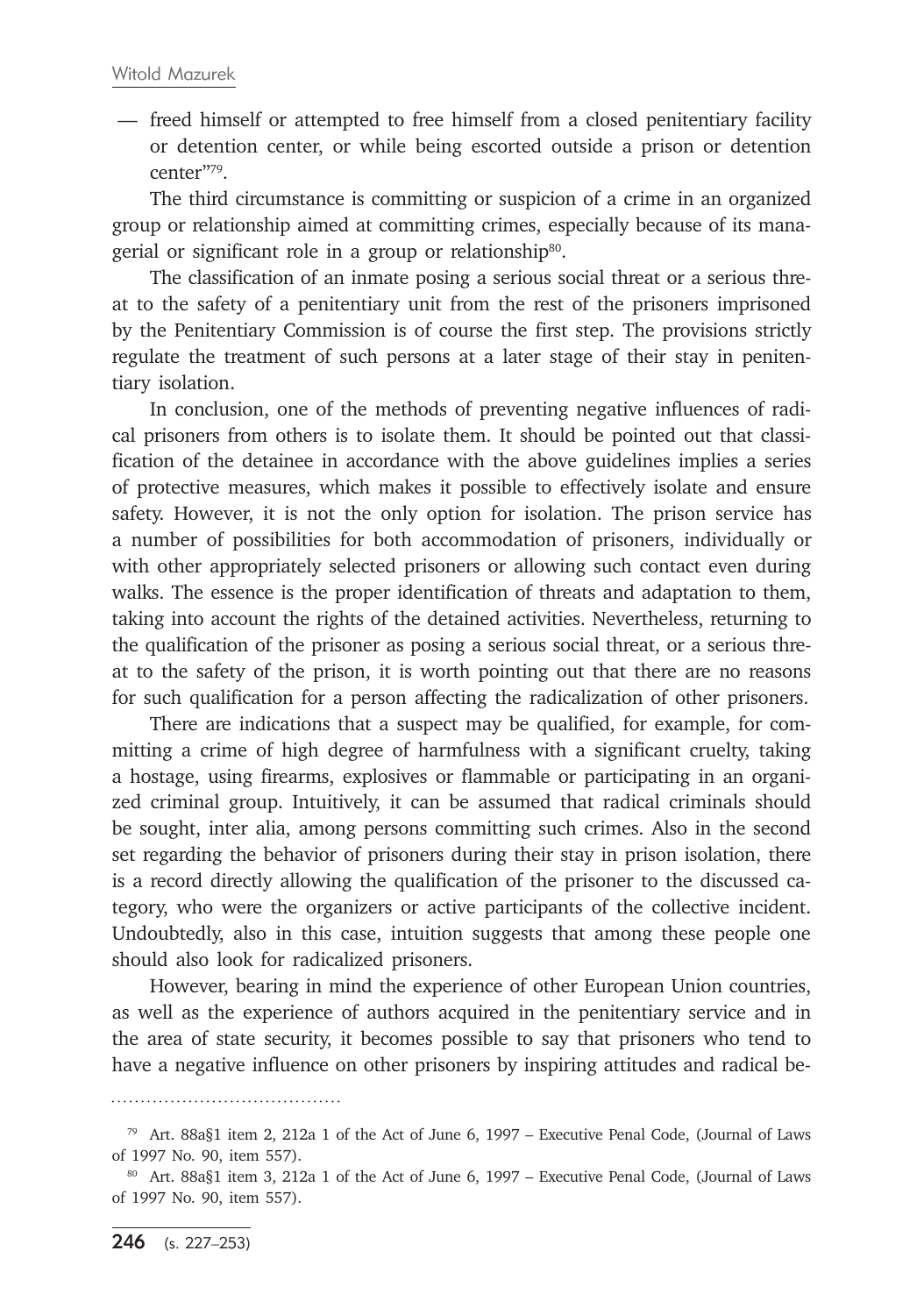— freed himself or attempted to free himself from a closed penitentiary facility or detention center, or while being escorted outside a prison or detention center"[79].

The third circumstance is committing or suspicion of a crime in an organized group or relationship aimed at committing crimes, especially because of its managerial or significant role in a group or relationship[80].

The classification of an inmate posing a serious social threat or a serious threat to the safety of a penitentiary unit from the rest of the prisoners imprisoned by the Penitentiary Commission is of course the first step. The provisions strictly regulate the treatment of such persons at a later stage of their stay in penitentiary isolation.

In conclusion, one of the methods of preventing negative influences of radical prisoners from others is to isolate them. It should be pointed out that classification of the detainee in accordance with the above guidelines implies a series of protective measures, which makes it possible to effectively isolate and ensure safety. However, it is not the only option for isolation. The prison service has a number of possibilities for both accommodation of prisoners, individually or with other appropriately selected prisoners or allowing such contact even during walks. The essence is the proper identification of threats and adaptation to them, taking into account the rights of the detained activities. Nevertheless, returning to the qualification of the prisoner as posing a serious social threat, or a serious threat to the safety of the prison, it is worth pointing out that there are no reasons for such qualification for a person affecting the radicalization of other prisoners.

There are indications that a suspect may be qualified, for example, for committing a crime of high degree of harmfulness with a significant cruelty, taking a hostage, using firearms, explosives or flammable or participating in an organized criminal group. Intuitively, it can be assumed that radical criminals should be sought, inter alia, among persons committing such crimes. Also in the second set regarding the behavior of prisoners during their stay in prison isolation, there is a record directly allowing the qualification of the prisoner to the discussed category, who were the organizers or active participants of the collective incident. Undoubtedly, also in this case, intuition suggests that among these people one should also look for radicalized prisoners.

However, bearing in mind the experience of other European Union countries, as well as the experience of authors acquired in the penitentiary service and in the area of state security, it becomes possible to say that prisoners who tend to have a negative influence on other prisoners by inspiring attitudes and radical be-

---

[79] Art. 88a§1 item 2, 212a 1 of the Act of June 6, 1997 – Executive Penal Code, (Journal of Laws of 1997 No. 90, item 557).

[80] Art. 88a§1 item 3, 212a 1 of the Act of June 6, 1997 – Executive Penal Code, (Journal of Laws of 1997 No. 90, item 557).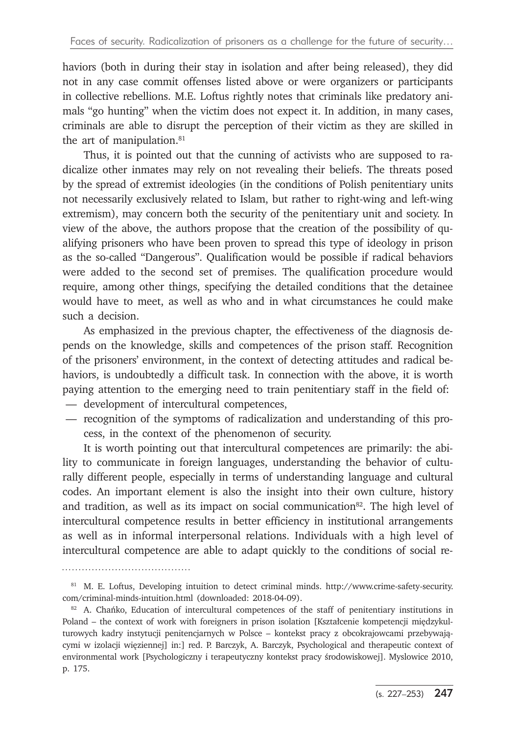haviors (both in during their stay in isolation and after being released), they did not in any case commit offenses listed above or were organizers or participants in collective rebellions. M.E. Loftus rightly notes that criminals like predatory animals "go hunting" when the victim does not expect it. In addition, in many cases, criminals are able to disrupt the perception of their victim as they are skilled in the art of manipulation.[81]

Thus, it is pointed out that the cunning of activists who are supposed to radicalize other inmates may rely on not revealing their beliefs. The threats posed by the spread of extremist ideologies (in the conditions of Polish penitentiary units not necessarily exclusively related to Islam, but rather to right-wing and left-wing extremism), may concern both the security of the penitentiary unit and society. In view of the above, the authors propose that the creation of the possibility of qualifying prisoners who have been proven to spread this type of ideology in prison as the so-called "Dangerous". Qualification would be possible if radical behaviors were added to the second set of premises. The qualification procedure would require, among other things, specifying the detailed conditions that the detainee would have to meet, as well as who and in what circumstances he could make such a decision.

As emphasized in the previous chapter, the effectiveness of the diagnosis depends on the knowledge, skills and competences of the prison staff. Recognition of the prisoners' environment, in the context of detecting attitudes and radical behaviors, is undoubtedly a difficult task. In connection with the above, it is worth paying attention to the emerging need to train penitentiary staff in the field of:

- development of intercultural competences,
- recognition of the symptoms of radicalization and understanding of this process, in the context of the phenomenon of security.

It is worth pointing out that intercultural competences are primarily: the ability to communicate in foreign languages, understanding the behavior of culturally different people, especially in terms of understanding language and cultural codes. An important element is also the insight into their own culture, history and tradition, as well as its impact on social communication[82]. The high level of intercultural competence results in better efficiency in institutional arrangements as well as in informal interpersonal relations. Individuals with a high level of intercultural competence are able to adapt quickly to the conditions of social re-

---

[81] M. E. Loftus, Developing intuition to detect criminal minds. http://www.crime-safety-security.com/criminal-minds-intuition.html (downloaded: 2018-04-09).

[82] A. Chańko, Education of intercultural competences of the staff of penitentiary institutions in Poland – the context of work with foreigners in prison isolation [Kształcenie kompetencji międzykulturowych kadry instytucji penitencjarnych w Polsce – kontekst pracy z obcokrajowcami przebywającymi w izolacji więziennej] in:] red. P. Barczyk, A. Barczyk, Psychological and therapeutic context of environmental work [Psychologiczny i terapeutyczny kontekst pracy środowiskowej]. Myslowice 2010, p. 175.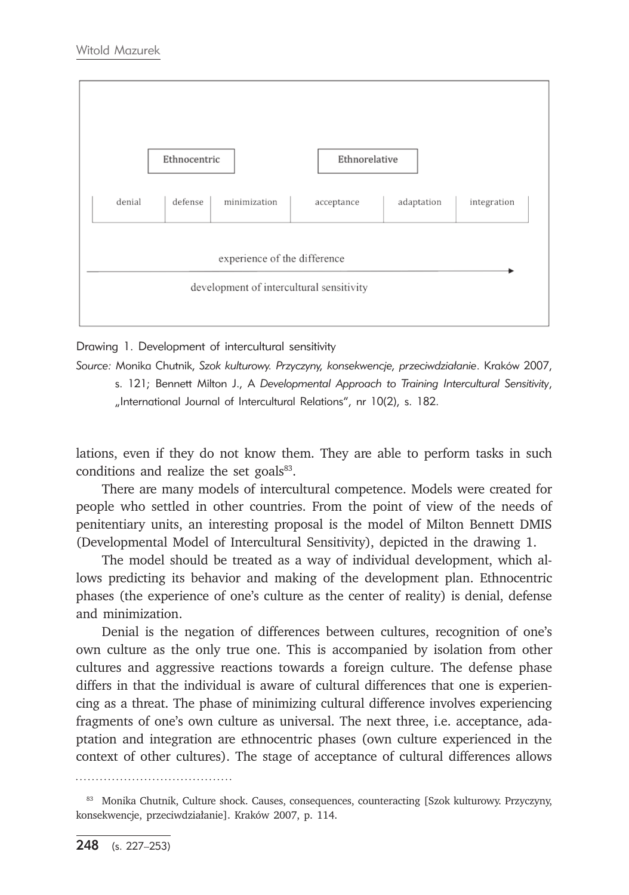| Ethnocentric | | | Ethnorelative | | |
|---|---|---|---|---|---|
| denial | defense | minimization | acceptance | adaptation | integration |

experience of the difference → development of intercultural sensitivity

Drawing 1. Development of intercultural sensitivity

*Source:* Monika Chutnik, *Szok kulturowy. Przyczyny, konsekwencje, przeciwdziałanie*. Kraków 2007, s. 121; Bennett Milton J., A *Developmental Approach to Training Intercultural Sensitivity*, „International Journal of Intercultural Relations", nr 10(2), s. 182.

lations, even if they do not know them. They are able to perform tasks in such conditions and realize the set goals[83].

There are many models of intercultural competence. Models were created for people who settled in other countries. From the point of view of the needs of penitentiary units, an interesting proposal is the model of Milton Bennett DMIS (Developmental Model of Intercultural Sensitivity), depicted in the drawing 1.

The model should be treated as a way of individual development, which allows predicting its behavior and making of the development plan. Ethnocentric phases (the experience of one's culture as the center of reality) is denial, defense and minimization.

Denial is the negation of differences between cultures, recognition of one's own culture as the only true one. This is accompanied by isolation from other cultures and aggressive reactions towards a foreign culture. The defense phase differs in that the individual is aware of cultural differences that one is experiencing as a threat. The phase of minimizing cultural difference involves experiencing fragments of one's own culture as universal. The next three, i.e. acceptance, adaptation and integration are ethnocentric phases (own culture experienced in the context of other cultures). The stage of acceptance of cultural differences allows

---

[83] Monika Chutnik, Culture shock. Causes, consequences, counteracting [Szok kulturowy. Przyczyny, konsekwencje, przeciwdziałanie]. Kraków 2007, p. 114.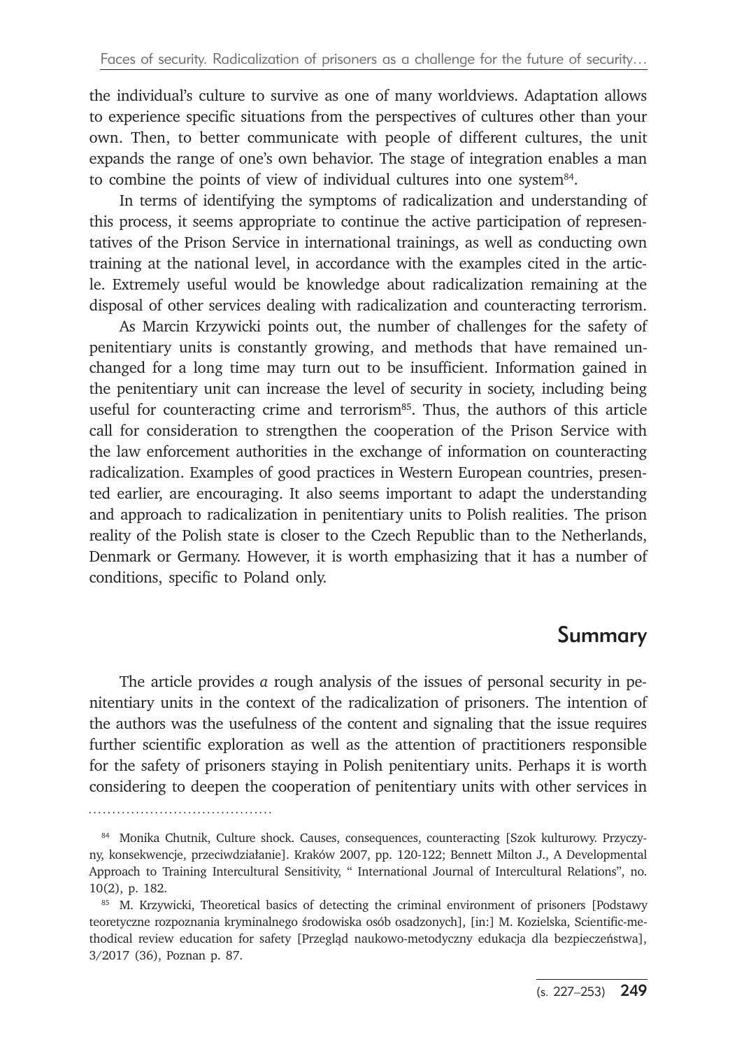the individual's culture to survive as one of many worldviews. Adaptation allows to experience specific situations from the perspectives of cultures other than your own. Then, to better communicate with people of different cultures, the unit expands the range of one's own behavior. The stage of integration enables a man to combine the points of view of individual cultures into one system[84].

In terms of identifying the symptoms of radicalization and understanding of this process, it seems appropriate to continue the active participation of representatives of the Prison Service in international trainings, as well as conducting own training at the national level, in accordance with the examples cited in the article. Extremely useful would be knowledge about radicalization remaining at the disposal of other services dealing with radicalization and counteracting terrorism.

As Marcin Krzywicki points out, the number of challenges for the safety of penitentiary units is constantly growing, and methods that have remained unchanged for a long time may turn out to be insufficient. Information gained in the penitentiary unit can increase the level of security in society, including being useful for counteracting crime and terrorism[85]. Thus, the authors of this article call for consideration to strengthen the cooperation of the Prison Service with the law enforcement authorities in the exchange of information on counteracting radicalization. Examples of good practices in Western European countries, presented earlier, are encouraging. It also seems important to adapt the understanding and approach to radicalization in penitentiary units to Polish realities. The prison reality of the Polish state is closer to the Czech Republic than to the Netherlands, Denmark or Germany. However, it is worth emphasizing that it has a number of conditions, specific to Poland only.

## Summary

The article provides *a* rough analysis of the issues of personal security in penitentiary units in the context of the radicalization of prisoners. The intention of the authors was the usefulness of the content and signaling that the issue requires further scientific exploration as well as the attention of practitioners responsible for the safety of prisoners staying in Polish penitentiary units. Perhaps it is worth considering to deepen the cooperation of penitentiary units with other services in

[84] Monika Chutnik, Culture shock. Causes, consequences, counteracting [Szok kulturowy. Przyczyny, konsekwencje, przeciwdziałanie]. Kraków 2007, pp. 120-122; Bennett Milton J., A Developmental Approach to Training Intercultural Sensitivity, " International Journal of Intercultural Relations", no. 10(2), p. 182.

[85] M. Krzywicki, Theoretical basics of detecting the criminal environment of prisoners [Podstawy teoretyczne rozpoznania kryminalnego środowiska osób osadzonych], [in:] M. Kozielska, Scientific-methodical review education for safety [Przegląd naukowo-metodyczny edukacja dla bezpieczeństwa], 3/2017 (36), Poznan p. 87.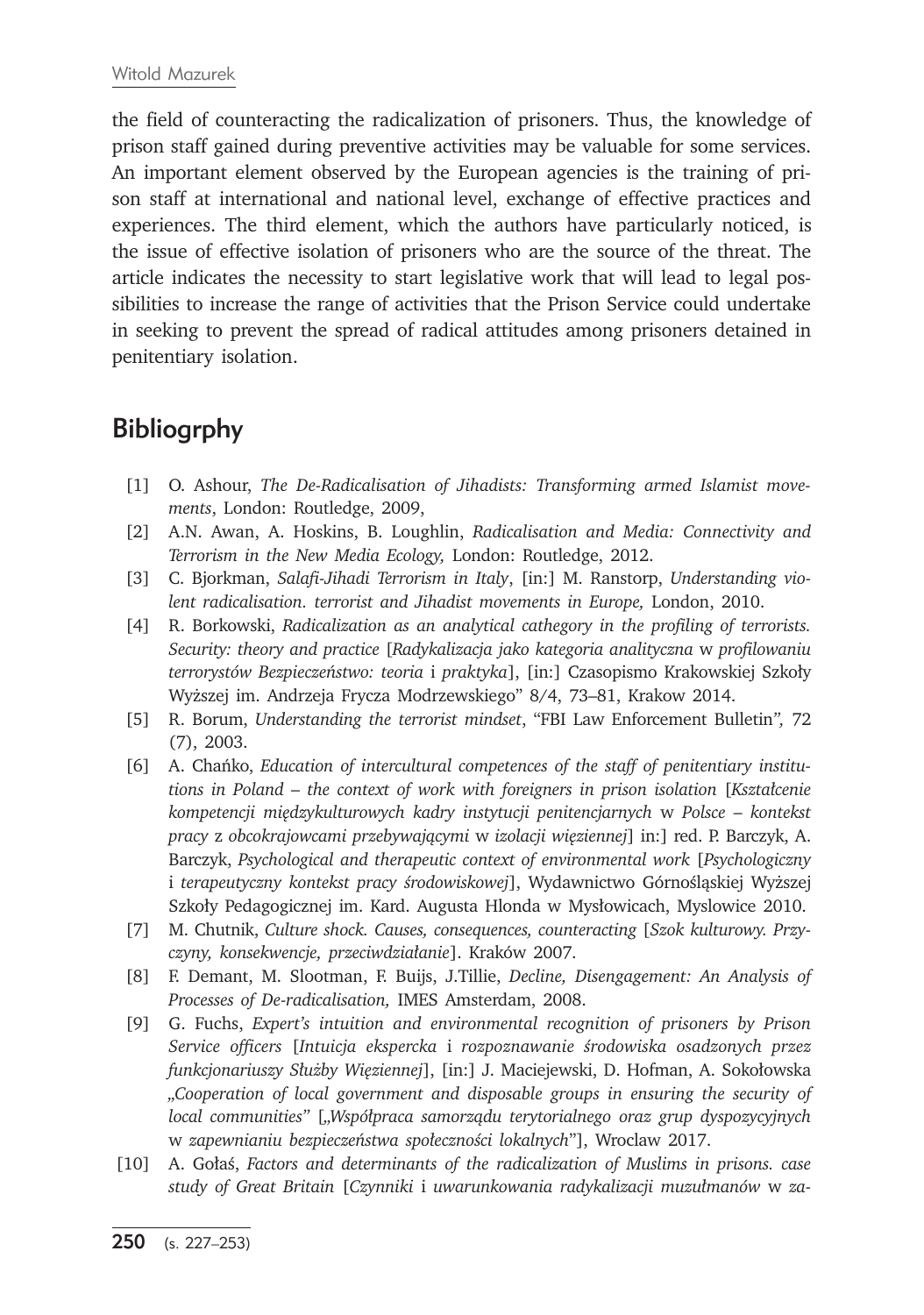the field of counteracting the radicalization of prisoners. Thus, the knowledge of prison staff gained during preventive activities may be valuable for some services. An important element observed by the European agencies is the training of prison staff at international and national level, exchange of effective practices and experiences. The third element, which the authors have particularly noticed, is the issue of effective isolation of prisoners who are the source of the threat. The article indicates the necessity to start legislative work that will lead to legal possibilities to increase the range of activities that the Prison Service could undertake in seeking to prevent the spread of radical attitudes among prisoners detained in penitentiary isolation.

## Bibliogrphy

[1] O. Ashour, *The De-Radicalisation of Jihadists: Transforming armed Islamist movements*, London: Routledge, 2009,

[2] A.N. Awan, A. Hoskins, B. Loughlin, *Radicalisation and Media: Connectivity and Terrorism in the New Media Ecology,* London: Routledge, 2012.

[3] C. Bjorkman, *Salafi-Jihadi Terrorism in Italy*, [in:] M. Ranstorp, *Understanding violent radicalisation. terrorist and Jihadist movements in Europe,* London, 2010.

[4] R. Borkowski, *Radicalization as an analytical cathegory in the profiling of terrorists. Security: theory and practice* [*Radykalizacja jako kategoria analityczna w profilowaniu terrorystów Bezpieczeństwo: teoria i praktyka*], [in:] Czasopismo Krakowskiej Szkoły Wyższej im. Andrzeja Frycza Modrzewskiego" 8/4, 73–81, Krakow 2014.

[5] R. Borum, *Understanding the terrorist mindset*, "FBI Law Enforcement Bulletin", 72 (7), 2003.

[6] A. Chańko, *Education of intercultural competences of the staff of penitentiary institutions in Poland – the context of work with foreigners in prison isolation* [*Kształcenie kompetencji międzykulturowych kadry instytucji penitencjarnych w Polsce – kontekst pracy z obcokrajowcami przebywającymi w izolacji więziennej*] in:] red. P. Barczyk, A. Barczyk, *Psychological and therapeutic context of environmental work* [*Psychologiczny i terapeutyczny kontekst pracy środowiskowej*], Wydawnictwo Górnośląskiej Wyższej Szkoły Pedagogicznej im. Kard. Augusta Hlonda w Mysłowicach, Myslowice 2010.

[7] M. Chutnik, *Culture shock. Causes, consequences, counteracting* [*Szok kulturowy. Przyczyny, konsekwencje, przeciwdziałanie*]. Kraków 2007.

[8] F. Demant, M. Slootman, F. Buijs, J.Tillie, *Decline, Disengagement: An Analysis of Processes of De-radicalisation,* IMES Amsterdam, 2008.

[9] G. Fuchs, *Expert's intuition and environmental recognition of prisoners by Prison Service officers* [*Intuicja ekspercka i rozpoznawanie środowiska osadzonych przez funkcjonariuszy Służby Więziennej*], [in:] J. Maciejewski, D. Hofman, A. Sokołowska *„Cooperation of local government and disposable groups in ensuring the security of local communities"* [*„Współpraca samorządu terytorialnego oraz grup dyspozycyjnych w zapewnianiu bezpieczeństwa społeczności lokalnych"*], Wroclaw 2017.

[10] A. Gołaś, *Factors and determinants of the radicalization of Muslims in prisons. case study of Great Britain* [*Czynniki i uwarunkowania radykalizacji muzułmanów w za-*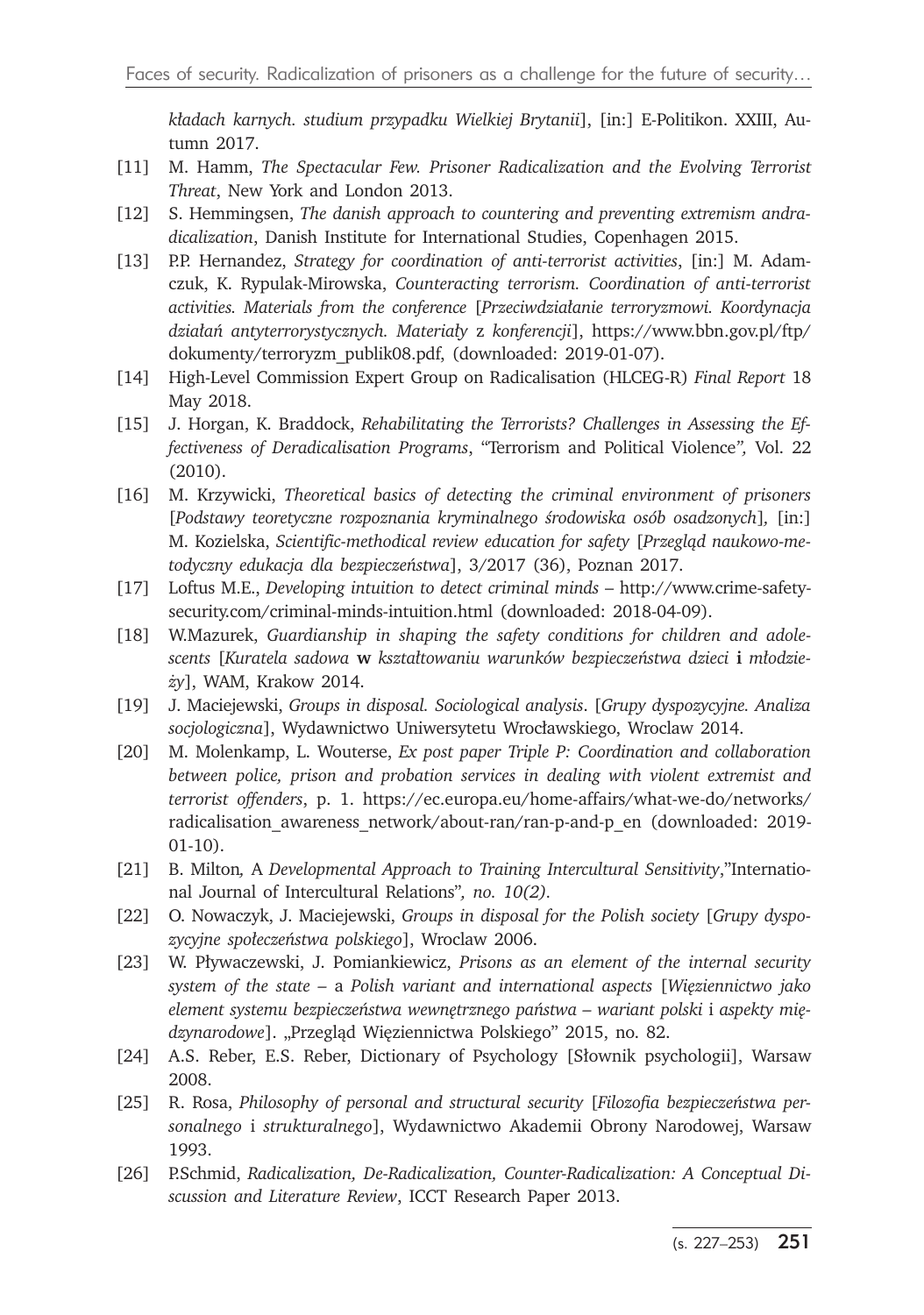*kładach karnych. studium przypadku Wielkiej Brytanii*], [in:] E-Politikon. XXIII, Autumn 2017.

[11] M. Hamm, *The Spectacular Few. Prisoner Radicalization and the Evolving Terrorist Threat*, New York and London 2013.

[12] S. Hemmingsen, *The danish approach to countering and preventing extremism andradicalization*, Danish Institute for International Studies, Copenhagen 2015.

[13] P.P. Hernandez, *Strategy for coordination of anti-terrorist activities*, [in:] M. Adamczuk, K. Rypulak-Mirowska, *Counteracting terrorism. Coordination of anti-terrorist activities. Materials from the conference* [*Przeciwdziałanie terroryzmowi. Koordynacja działań antyterrorystycznych. Materiały* z *konferencji*], https://www.bbn.gov.pl/ftp/dokumenty/terroryzm_publik08.pdf, (downloaded: 2019-01-07).

[14] High-Level Commission Expert Group on Radicalisation (HLCEG-R) *Final Report* 18 May 2018.

[15] J. Horgan, K. Braddock, *Rehabilitating the Terrorists? Challenges in Assessing the Effectiveness of Deradicalisation Programs*, "Terrorism and Political Violence", Vol. 22 (2010).

[16] M. Krzywicki, *Theoretical basics of detecting the criminal environment of prisoners* [*Podstawy teoretyczne rozpoznania kryminalnego środowiska osób osadzonych*], [in:] M. Kozielska, *Scientific-methodical review education for safety* [*Przegląd naukowo-metodyczny edukacja dla bezpieczeństwa*], 3/2017 (36), Poznan 2017.

[17] Loftus M.E., *Developing intuition to detect criminal minds* – http://www.crime-safety-security.com/criminal-minds-intuition.html (downloaded: 2018-04-09).

[18] W.Mazurek, *Guardianship in shaping the safety conditions for children and adolescents* [*Kuratela sadowa* **w** *kształtowaniu warunków bezpieczeństwa dzieci* **i** *młodzieży*], WAM, Krakow 2014.

[19] J. Maciejewski, *Groups in disposal. Sociological analysis*. [*Grupy dyspozycyjne. Analiza socjologiczna*], Wydawnictwo Uniwersytetu Wrocławskiego, Wroclaw 2014.

[20] M. Molenkamp, L. Wouterse, *Ex post paper Triple P: Coordination and collaboration between police, prison and probation services in dealing with violent extremist and terrorist offenders*, p. 1. https://ec.europa.eu/home-affairs/what-we-do/networks/radicalisation_awareness_network/about-ran/ran-p-and-p_en (downloaded: 2019-01-10).

[21] B. Milton, A *Developmental Approach to Training Intercultural Sensitivity*,"International Journal of Intercultural Relations", *no. 10(2)*.

[22] O. Nowaczyk, J. Maciejewski, *Groups in disposal for the Polish society* [*Grupy dyspozycyjne społeczeństwa polskiego*], Wroclaw 2006.

[23] W. Pływaczewski, J. Pomiankiewicz, *Prisons as an element of the internal security system of the state* – a *Polish variant and international aspects* [*Więziennictwo jako element systemu bezpieczeństwa wewnętrznego państwa – wariant polski* i *aspekty międzynarodowe*]. „Przegląd Więziennictwa Polskiego" 2015, no. 82.

[24] A.S. Reber, E.S. Reber, Dictionary of Psychology [Słownik psychologii], Warsaw 2008.

[25] R. Rosa, *Philosophy of personal and structural security* [*Filozofia bezpieczeństwa personalnego* i *strukturalnego*], Wydawnictwo Akademii Obrony Narodowej, Warsaw 1993.

[26] P.Schmid, *Radicalization, De-Radicalization, Counter-Radicalization: A Conceptual Discussion and Literature Review*, ICCT Research Paper 2013.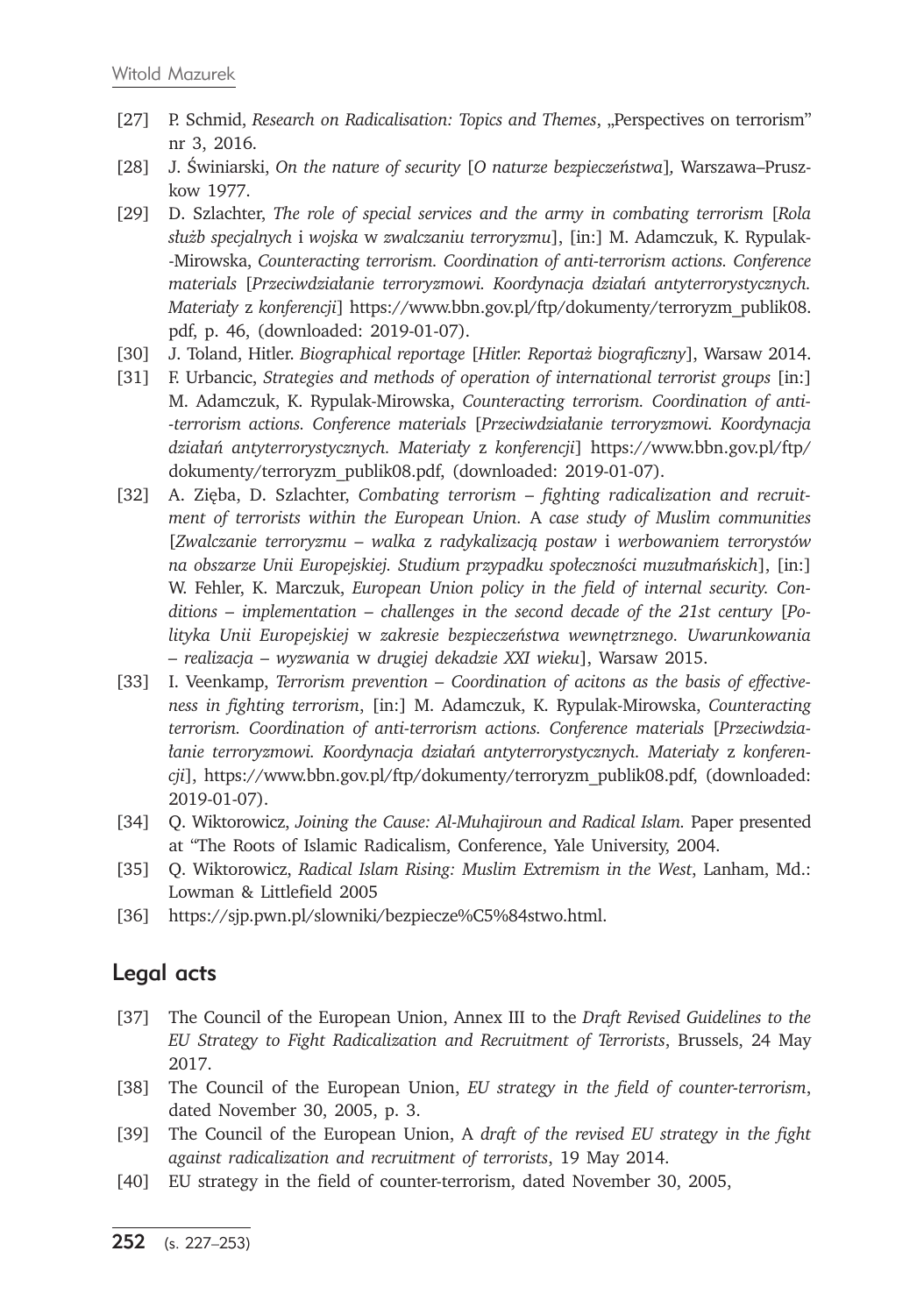[27] P. Schmid, *Research on Radicalisation: Topics and Themes*, „Perspectives on terrorism" nr 3, 2016.

[28] J. Świniarski, *On the nature of security* [*O naturze bezpieczeństwa*], Warszawa–Pruszkow 1977.

[29] D. Szlachter, *The role of special services and the army in combating terrorism* [*Rola służb specjalnych* i *wojska* w *zwalczaniu terroryzmu*], [in:] M. Adamczuk, K. Rypulak-Mirowska, *Counteracting terrorism. Coordination of anti-terrorism actions. Conference materials* [*Przeciwdziałanie terroryzmowi. Koordynacja działań antyterrorystycznych. Materiały* z *konferencji*] https://www.bbn.gov.pl/ftp/dokumenty/terroryzm_publik08.pdf, p. 46, (downloaded: 2019-01-07).

[30] J. Toland, Hitler. *Biographical reportage* [*Hitler. Reportaż biograficzny*], Warsaw 2014.

[31] F. Urbancic, *Strategies and methods of operation of international terrorist groups* [in:] M. Adamczuk, K. Rypulak-Mirowska, *Counteracting terrorism. Coordination of anti-terrorism actions. Conference materials* [*Przeciwdziałanie terroryzmowi. Koordynacja działań antyterrorystycznych. Materiały* z *konferencji*] https://www.bbn.gov.pl/ftp/dokumenty/terroryzm_publik08.pdf, (downloaded: 2019-01-07).

[32] A. Zięba, D. Szlachter, *Combating terrorism – fighting radicalization and recruitment of terrorists within the European Union.* A *case study of Muslim communities* [*Zwalczanie terroryzmu – walka* z *radykalizacją postaw* i *werbowaniem terrorystów na obszarze Unii Europejskiej. Studium przypadku społeczności muzułmańskich*], [in:] W. Fehler, K. Marczuk, *European Union policy in the field of internal security. Conditions – implementation – challenges in the second decade of the 21st century* [*Polityka Unii Europejskiej* w *zakresie bezpieczeństwa wewnętrznego. Uwarunkowania – realizacja – wyzwania* w *drugiej dekadzie XXI wieku*], Warsaw 2015.

[33] I. Veenkamp, *Terrorism prevention – Coordination of acitons as the basis of effectiveness in fighting terrorism*, [in:] M. Adamczuk, K. Rypulak-Mirowska, *Counteracting terrorism. Coordination of anti-terrorism actions. Conference materials* [*Przeciwdziałanie terroryzmowi. Koordynacja działań antyterrorystycznych. Materiały* z *konferencji*], https://www.bbn.gov.pl/ftp/dokumenty/terroryzm_publik08.pdf, (downloaded: 2019-01-07).

[34] Q. Wiktorowicz, *Joining the Cause: Al-Muhajiroun and Radical Islam.* Paper presented at "The Roots of Islamic Radicalism, Conference, Yale University, 2004.

[35] Q. Wiktorowicz, *Radical Islam Rising: Muslim Extremism in the West*, Lanham, Md.: Lowman & Littlefield 2005

[36] https://sjp.pwn.pl/slowniki/bezpiecze%C5%84stwo.html.

## Legal acts

[37] The Council of the European Union, Annex III to the *Draft Revised Guidelines to the EU Strategy to Fight Radicalization and Recruitment of Terrorists*, Brussels, 24 May 2017.

[38] The Council of the European Union, *EU strategy in the field of counter-terrorism*, dated November 30, 2005, p. 3.

[39] The Council of the European Union, A *draft of the revised EU strategy in the fight against radicalization and recruitment of terrorists*, 19 May 2014.

[40] EU strategy in the field of counter-terrorism, dated November 30, 2005,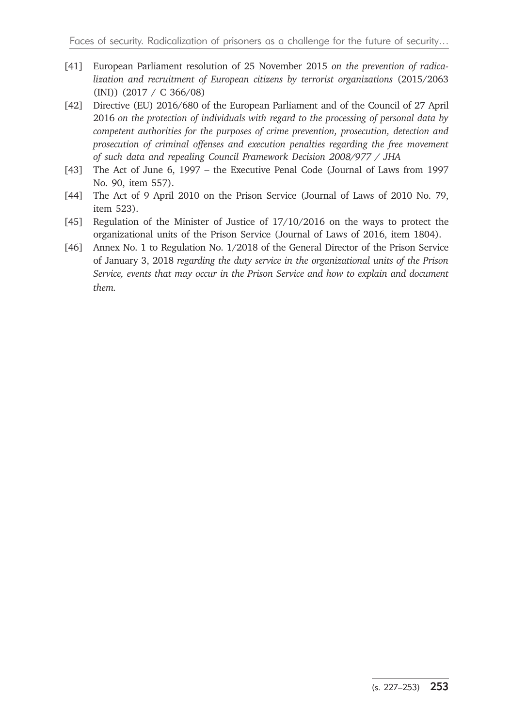[41] European Parliament resolution of 25 November 2015 *on the prevention of radicalization and recruitment of European citizens by terrorist organizations* (2015/2063 (INI)) (2017 / C 366/08)

[42] Directive (EU) 2016/680 of the European Parliament and of the Council of 27 April 2016 *on the protection of individuals with regard to the processing of personal data by competent authorities for the purposes of crime prevention, prosecution, detection and prosecution of criminal offenses and execution penalties regarding the free movement of such data and repealing Council Framework Decision 2008/977 / JHA*

[43] The Act of June 6, 1997 – the Executive Penal Code (Journal of Laws from 1997 No. 90, item 557).

[44] The Act of 9 April 2010 on the Prison Service (Journal of Laws of 2010 No. 79, item 523).

[45] Regulation of the Minister of Justice of 17/10/2016 on the ways to protect the organizational units of the Prison Service (Journal of Laws of 2016, item 1804).

[46] Annex No. 1 to Regulation No. 1/2018 of the General Director of the Prison Service of January 3, 2018 *regarding the duty service in the organizational units of the Prison Service, events that may occur in the Prison Service and how to explain and document them.*